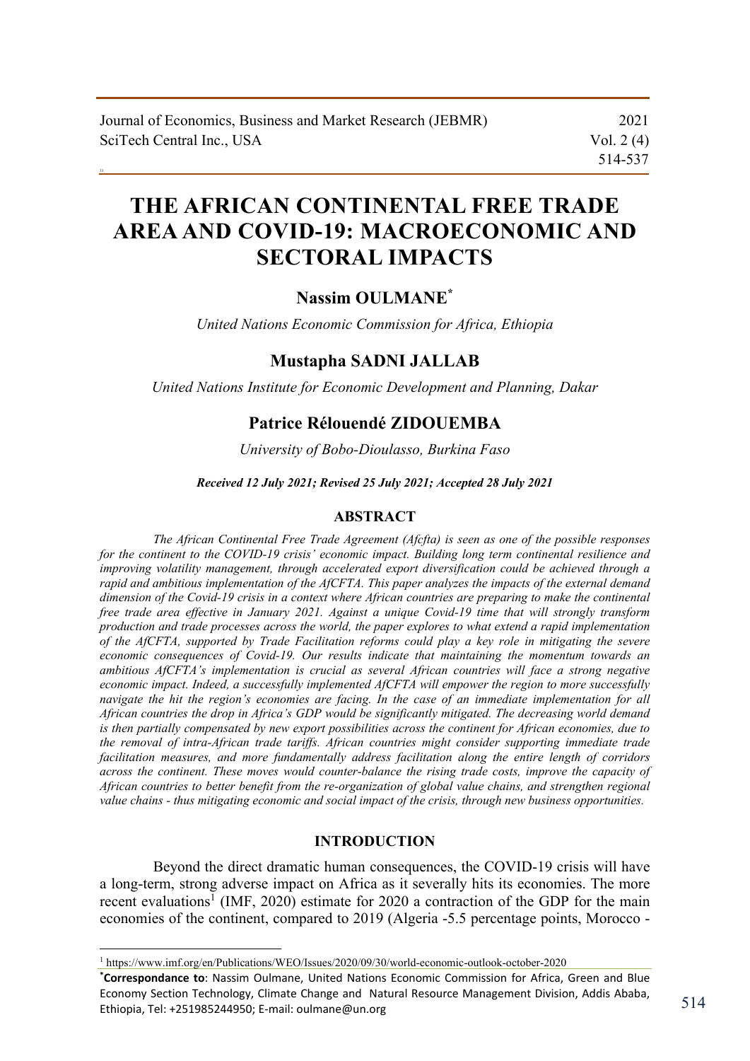# THE AFRICAN CONTINENTAL FREE TRADE AREA AND COVID-19: MACROECONOMIC AND SECTORAL IMPACTS

**Nassim OULMANE***

*United Nations Economic Commission for Africa, Ethiopia*

**Mustapha SADNI JALLAB**

*United Nations Institute for Economic Development and Planning, Dakar*

**Patrice Rélouendé ZIDOUEMBA**

*University of Bobo-Dioulasso, Burkina Faso*

***Received 12 July 2021; Revised 25 July 2021; Accepted 28 July 2021***

## ABSTRACT

*The African Continental Free Trade Agreement (Afcfta) is seen as one of the possible responses for the continent to the COVID-19 crisis' economic impact. Building long term continental resilience and improving volatility management, through accelerated export diversification could be achieved through a rapid and ambitious implementation of the AfCFTA. This paper analyzes the impacts of the external demand dimension of the Covid-19 crisis in a context where African countries are preparing to make the continental free trade area effective in January 2021. Against a unique Covid-19 time that will strongly transform production and trade processes across the world, the paper explores to what extend a rapid implementation of the AfCFTA, supported by Trade Facilitation reforms could play a key role in mitigating the severe economic consequences of Covid-19. Our results indicate that maintaining the momentum towards an ambitious AfCFTA's implementation is crucial as several African countries will face a strong negative economic impact. Indeed, a successfully implemented AfCFTA will empower the region to more successfully navigate the hit the region's economies are facing. In the case of an immediate implementation for all African countries the drop in Africa's GDP would be significantly mitigated. The decreasing world demand is then partially compensated by new export possibilities across the continent for African economies, due to the removal of intra-African trade tariffs. African countries might consider supporting immediate trade facilitation measures, and more fundamentally address facilitation along the entire length of corridors across the continent. These moves would counter-balance the rising trade costs, improve the capacity of African countries to better benefit from the re-organization of global value chains, and strengthen regional value chains - thus mitigating economic and social impact of the crisis, through new business opportunities.*

## INTRODUCTION

Beyond the direct dramatic human consequences, the COVID-19 crisis will have a long-term, strong adverse impact on Africa as it severally hits its economies. The more recent evaluations[1] (IMF, 2020) estimate for 2020 a contraction of the GDP for the main economies of the continent, compared to 2019 (Algeria -5.5 percentage points, Morocco -

---

[1] https://www.imf.org/en/Publications/WEO/Issues/2020/09/30/world-economic-outlook-october-2020

***Correspondance to**: Nassim Oulmane, United Nations Economic Commission for Africa, Green and Blue Economy Section Technology, Climate Change and Natural Resource Management Division, Addis Ababa, Ethiopia, Tel: +251985244950; E-mail: oulmane@un.org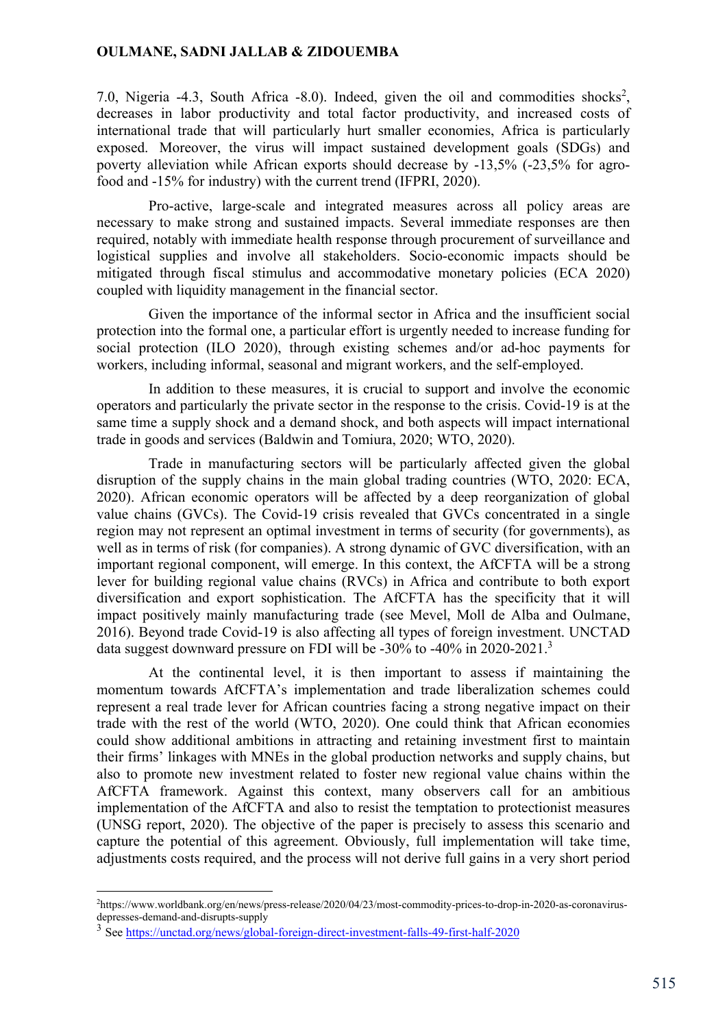7.0, Nigeria -4.3, South Africa -8.0). Indeed, given the oil and commodities shocks[2], decreases in labor productivity and total factor productivity, and increased costs of international trade that will particularly hurt smaller economies, Africa is particularly exposed. Moreover, the virus will impact sustained development goals (SDGs) and poverty alleviation while African exports should decrease by -13,5% (-23,5% for agro-food and -15% for industry) with the current trend (IFPRI, 2020).

Pro-active, large-scale and integrated measures across all policy areas are necessary to make strong and sustained impacts. Several immediate responses are then required, notably with immediate health response through procurement of surveillance and logistical supplies and involve all stakeholders. Socio-economic impacts should be mitigated through fiscal stimulus and accommodative monetary policies (ECA 2020) coupled with liquidity management in the financial sector.

Given the importance of the informal sector in Africa and the insufficient social protection into the formal one, a particular effort is urgently needed to increase funding for social protection (ILO 2020), through existing schemes and/or ad-hoc payments for workers, including informal, seasonal and migrant workers, and the self-employed.

In addition to these measures, it is crucial to support and involve the economic operators and particularly the private sector in the response to the crisis. Covid-19 is at the same time a supply shock and a demand shock, and both aspects will impact international trade in goods and services (Baldwin and Tomiura, 2020; WTO, 2020).

Trade in manufacturing sectors will be particularly affected given the global disruption of the supply chains in the main global trading countries (WTO, 2020: ECA, 2020). African economic operators will be affected by a deep reorganization of global value chains (GVCs). The Covid-19 crisis revealed that GVCs concentrated in a single region may not represent an optimal investment in terms of security (for governments), as well as in terms of risk (for companies). A strong dynamic of GVC diversification, with an important regional component, will emerge. In this context, the AfCFTA will be a strong lever for building regional value chains (RVCs) in Africa and contribute to both export diversification and export sophistication. The AfCFTA has the specificity that it will impact positively mainly manufacturing trade (see Mevel, Moll de Alba and Oulmane, 2016). Beyond trade Covid-19 is also affecting all types of foreign investment. UNCTAD data suggest downward pressure on FDI will be -30% to -40% in 2020-2021.[3]

At the continental level, it is then important to assess if maintaining the momentum towards AfCFTA's implementation and trade liberalization schemes could represent a real trade lever for African countries facing a strong negative impact on their trade with the rest of the world (WTO, 2020). One could think that African economies could show additional ambitions in attracting and retaining investment first to maintain their firms' linkages with MNEs in the global production networks and supply chains, but also to promote new investment related to foster new regional value chains within the AfCFTA framework. Against this context, many observers call for an ambitious implementation of the AfCFTA and also to resist the temptation to protectionist measures (UNSG report, 2020). The objective of the paper is precisely to assess this scenario and capture the potential of this agreement. Obviously, full implementation will take time, adjustments costs required, and the process will not derive full gains in a very short period

---

[2] https://www.worldbank.org/en/news/press-release/2020/04/23/most-commodity-prices-to-drop-in-2020-as-coronavirus-depresses-demand-and-disrupts-supply

[3] See https://unctad.org/news/global-foreign-direct-investment-falls-49-first-half-2020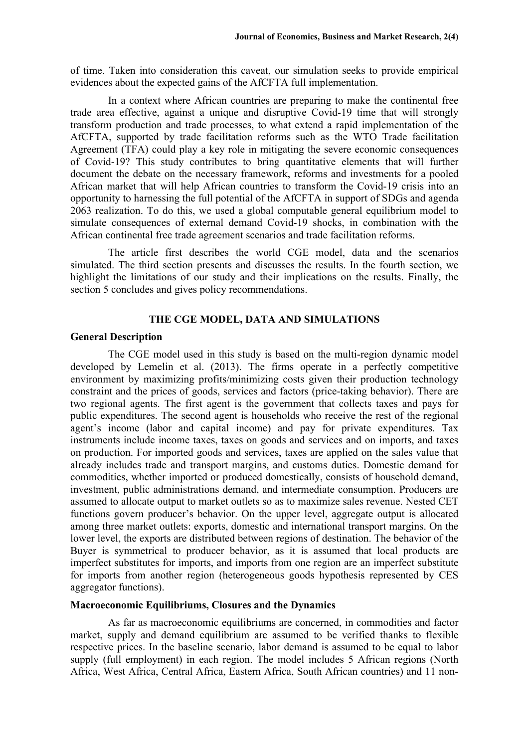of time. Taken into consideration this caveat, our simulation seeks to provide empirical evidences about the expected gains of the AfCFTA full implementation.

In a context where African countries are preparing to make the continental free trade area effective, against a unique and disruptive Covid-19 time that will strongly transform production and trade processes, to what extend a rapid implementation of the AfCFTA, supported by trade facilitation reforms such as the WTO Trade facilitation Agreement (TFA) could play a key role in mitigating the severe economic consequences of Covid-19? This study contributes to bring quantitative elements that will further document the debate on the necessary framework, reforms and investments for a pooled African market that will help African countries to transform the Covid-19 crisis into an opportunity to harnessing the full potential of the AfCFTA in support of SDGs and agenda 2063 realization. To do this, we used a global computable general equilibrium model to simulate consequences of external demand Covid-19 shocks, in combination with the African continental free trade agreement scenarios and trade facilitation reforms.

The article first describes the world CGE model, data and the scenarios simulated. The third section presents and discusses the results. In the fourth section, we highlight the limitations of our study and their implications on the results. Finally, the section 5 concludes and gives policy recommendations.

## THE CGE MODEL, DATA AND SIMULATIONS

### General Description

The CGE model used in this study is based on the multi-region dynamic model developed by Lemelin et al. (2013). The firms operate in a perfectly competitive environment by maximizing profits/minimizing costs given their production technology constraint and the prices of goods, services and factors (price-taking behavior). There are two regional agents. The first agent is the government that collects taxes and pays for public expenditures. The second agent is households who receive the rest of the regional agent's income (labor and capital income) and pay for private expenditures. Tax instruments include income taxes, taxes on goods and services and on imports, and taxes on production. For imported goods and services, taxes are applied on the sales value that already includes trade and transport margins, and customs duties. Domestic demand for commodities, whether imported or produced domestically, consists of household demand, investment, public administrations demand, and intermediate consumption. Producers are assumed to allocate output to market outlets so as to maximize sales revenue. Nested CET functions govern producer's behavior. On the upper level, aggregate output is allocated among three market outlets: exports, domestic and international transport margins. On the lower level, the exports are distributed between regions of destination. The behavior of the Buyer is symmetrical to producer behavior, as it is assumed that local products are imperfect substitutes for imports, and imports from one region are an imperfect substitute for imports from another region (heterogeneous goods hypothesis represented by CES aggregator functions).

### Macroeconomic Equilibriums, Closures and the Dynamics

As far as macroeconomic equilibriums are concerned, in commodities and factor market, supply and demand equilibrium are assumed to be verified thanks to flexible respective prices. In the baseline scenario, labor demand is assumed to be equal to labor supply (full employment) in each region. The model includes 5 African regions (North Africa, West Africa, Central Africa, Eastern Africa, South African countries) and 11 non-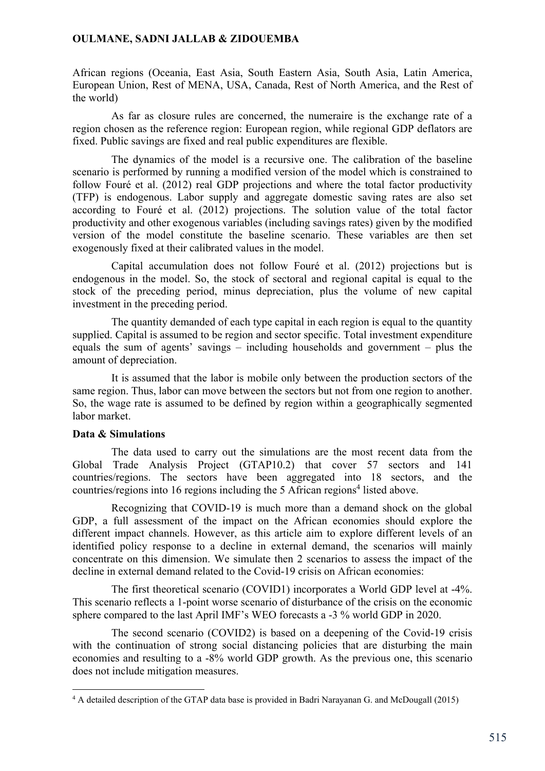African regions (Oceania, East Asia, South Eastern Asia, South Asia, Latin America, European Union, Rest of MENA, USA, Canada, Rest of North America, and the Rest of the world)

As far as closure rules are concerned, the numeraire is the exchange rate of a region chosen as the reference region: European region, while regional GDP deflators are fixed. Public savings are fixed and real public expenditures are flexible.

The dynamics of the model is a recursive one. The calibration of the baseline scenario is performed by running a modified version of the model which is constrained to follow Fouré et al. (2012) real GDP projections and where the total factor productivity (TFP) is endogenous. Labor supply and aggregate domestic saving rates are also set according to Fouré et al. (2012) projections. The solution value of the total factor productivity and other exogenous variables (including savings rates) given by the modified version of the model constitute the baseline scenario. These variables are then set exogenously fixed at their calibrated values in the model.

Capital accumulation does not follow Fouré et al. (2012) projections but is endogenous in the model. So, the stock of sectoral and regional capital is equal to the stock of the preceding period, minus depreciation, plus the volume of new capital investment in the preceding period.

The quantity demanded of each type capital in each region is equal to the quantity supplied. Capital is assumed to be region and sector specific. Total investment expenditure equals the sum of agents' savings – including households and government – plus the amount of depreciation.

It is assumed that the labor is mobile only between the production sectors of the same region. Thus, labor can move between the sectors but not from one region to another. So, the wage rate is assumed to be defined by region within a geographically segmented labor market.

**Data & Simulations**

The data used to carry out the simulations are the most recent data from the Global Trade Analysis Project (GTAP10.2) that cover 57 sectors and 141 countries/regions. The sectors have been aggregated into 18 sectors, and the countries/regions into 16 regions including the 5 African regions[4] listed above.

Recognizing that COVID-19 is much more than a demand shock on the global GDP, a full assessment of the impact on the African economies should explore the different impact channels. However, as this article aim to explore different levels of an identified policy response to a decline in external demand, the scenarios will mainly concentrate on this dimension. We simulate then 2 scenarios to assess the impact of the decline in external demand related to the Covid-19 crisis on African economies:

The first theoretical scenario (COVID1) incorporates a World GDP level at -4%. This scenario reflects a 1-point worse scenario of disturbance of the crisis on the economic sphere compared to the last April IMF's WEO forecasts a -3 % world GDP in 2020.

The second scenario (COVID2) is based on a deepening of the Covid-19 crisis with the continuation of strong social distancing policies that are disturbing the main economies and resulting to a -8% world GDP growth. As the previous one, this scenario does not include mitigation measures.

[4] A detailed description of the GTAP data base is provided in Badri Narayanan G. and McDougall (2015)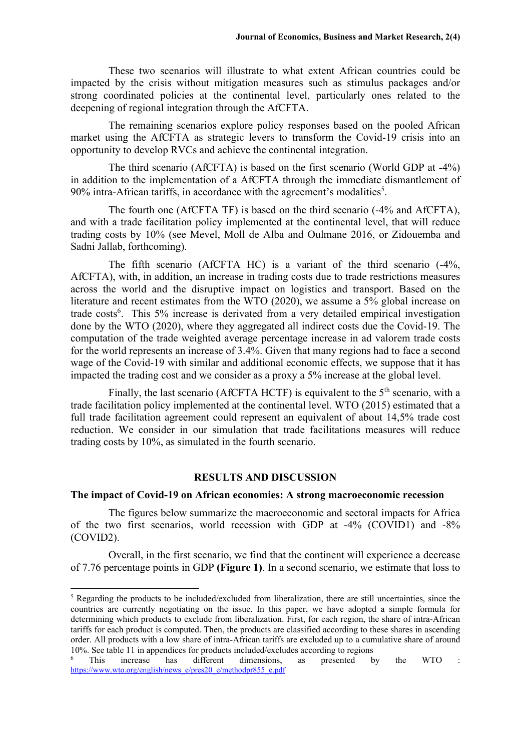These two scenarios will illustrate to what extent African countries could be impacted by the crisis without mitigation measures such as stimulus packages and/or strong coordinated policies at the continental level, particularly ones related to the deepening of regional integration through the AfCFTA.

The remaining scenarios explore policy responses based on the pooled African market using the AfCFTA as strategic levers to transform the Covid-19 crisis into an opportunity to develop RVCs and achieve the continental integration.

The third scenario (AfCFTA) is based on the first scenario (World GDP at -4%) in addition to the implementation of a AfCFTA through the immediate dismantlement of 90% intra-African tariffs, in accordance with the agreement's modalities[5].

The fourth one (AfCFTA TF) is based on the third scenario (-4% and AfCFTA), and with a trade facilitation policy implemented at the continental level, that will reduce trading costs by 10% (see Mevel, Moll de Alba and Oulmane 2016, or Zidouemba and Sadni Jallab, forthcoming).

The fifth scenario (AfCFTA HC) is a variant of the third scenario (-4%, AfCFTA), with, in addition, an increase in trading costs due to trade restrictions measures across the world and the disruptive impact on logistics and transport. Based on the literature and recent estimates from the WTO (2020), we assume a 5% global increase on trade costs[6]. This 5% increase is derivated from a very detailed empirical investigation done by the WTO (2020), where they aggregated all indirect costs due the Covid-19. The computation of the trade weighted average percentage increase in ad valorem trade costs for the world represents an increase of 3.4%. Given that many regions had to face a second wage of the Covid-19 with similar and additional economic effects, we suppose that it has impacted the trading cost and we consider as a proxy a 5% increase at the global level.

Finally, the last scenario (AfCFTA HCTF) is equivalent to the 5th scenario, with a trade facilitation policy implemented at the continental level. WTO (2015) estimated that a full trade facilitation agreement could represent an equivalent of about 14,5% trade cost reduction. We consider in our simulation that trade facilitations measures will reduce trading costs by 10%, as simulated in the fourth scenario.

## RESULTS AND DISCUSSION

### The impact of Covid-19 on African economies: A strong macroeconomic recession

The figures below summarize the macroeconomic and sectoral impacts for Africa of the two first scenarios, world recession with GDP at -4% (COVID1) and -8% (COVID2).

Overall, in the first scenario, we find that the continent will experience a decrease of 7.76 percentage points in GDP **(Figure 1)**. In a second scenario, we estimate that loss to

---

[5] Regarding the products to be included/excluded from liberalization, there are still uncertainties, since the countries are currently negotiating on the issue. In this paper, we have adopted a simple formula for determining which products to exclude from liberalization. First, for each region, the share of intra-African tariffs for each product is computed. Then, the products are classified according to these shares in ascending order. All products with a low share of intra-African tariffs are excluded up to a cumulative share of around 10%. See table 11 in appendices for products included/excludes according to regions

[6] This increase has different dimensions, as presented by the WTO : https://www.wto.org/english/news_e/pres20_e/methodpr855_e.pdf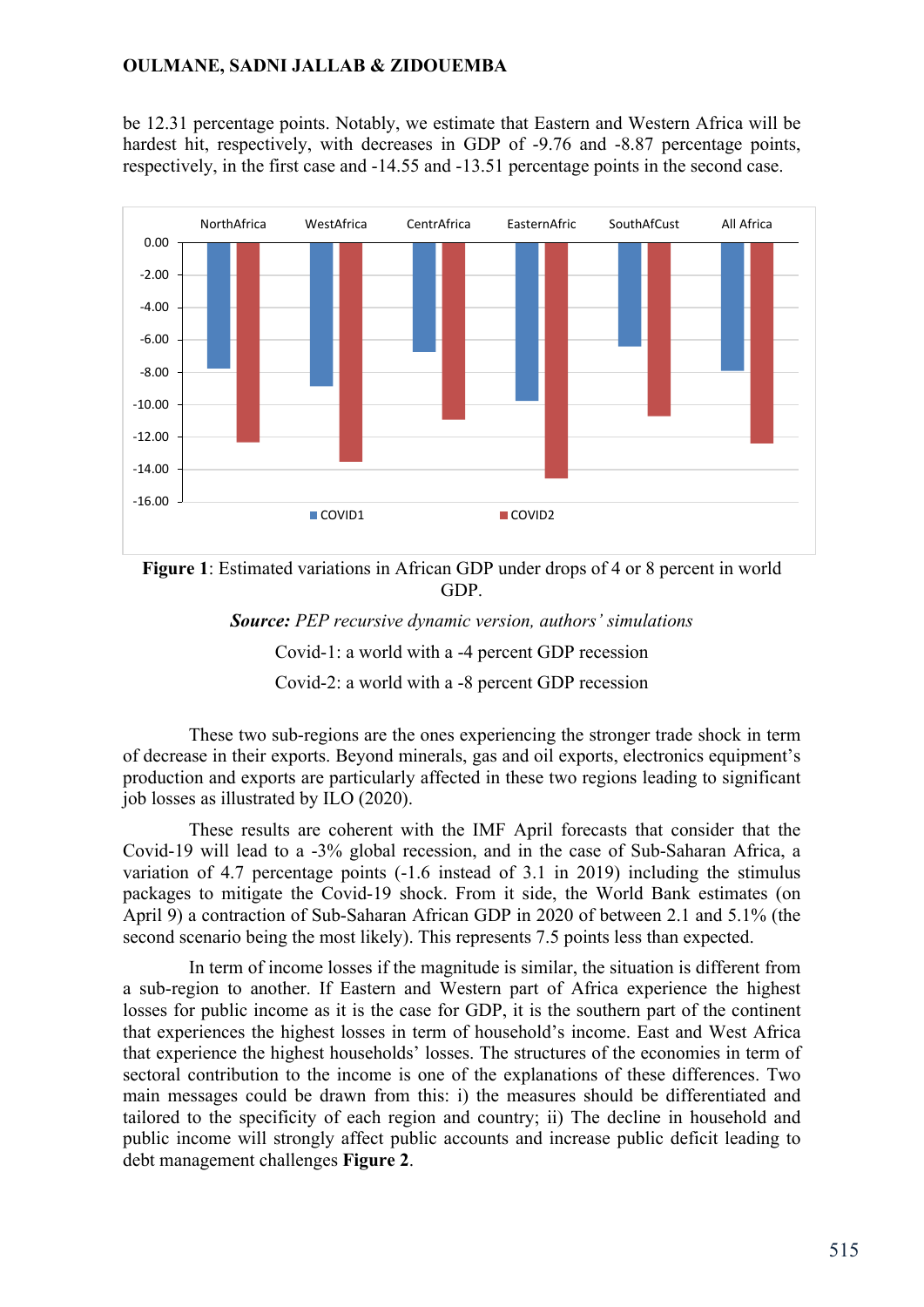be 12.31 percentage points. Notably, we estimate that Eastern and Western Africa will be hardest hit, respectively, with decreases in GDP of -9.76 and -8.87 percentage points, respectively, in the first case and -14.55 and -13.51 percentage points in the second case.

NorthAfrica
WestAfrica
CentrAfrica
EasternAfric
SouthAfCust
All Africa

0.00
-2.00
-4.00
-6.00
-8.00
-10.00
-12.00
-14.00
-16.00

COVID1
COVID2

**Figure 1**: Estimated variations in African GDP under drops of 4 or 8 percent in world GDP.

***Source:*** *PEP recursive dynamic version, authors' simulations*

Covid-1: a world with a -4 percent GDP recession

Covid-2: a world with a -8 percent GDP recession

These two sub-regions are the ones experiencing the stronger trade shock in term of decrease in their exports. Beyond minerals, gas and oil exports, electronics equipment's production and exports are particularly affected in these two regions leading to significant job losses as illustrated by ILO (2020).

These results are coherent with the IMF April forecasts that consider that the Covid-19 will lead to a -3% global recession, and in the case of Sub-Saharan Africa, a variation of 4.7 percentage points (-1.6 instead of 3.1 in 2019) including the stimulus packages to mitigate the Covid-19 shock. From it side, the World Bank estimates (on April 9) a contraction of Sub-Saharan African GDP in 2020 of between 2.1 and 5.1% (the second scenario being the most likely). This represents 7.5 points less than expected.

In term of income losses if the magnitude is similar, the situation is different from a sub-region to another. If Eastern and Western part of Africa experience the highest losses for public income as it is the case for GDP, it is the southern part of the continent that experiences the highest losses in term of household's income. East and West Africa that experience the highest households' losses. The structures of the economies in term of sectoral contribution to the income is one of the explanations of these differences. Two main messages could be drawn from this: i) the measures should be differentiated and tailored to the specificity of each region and country; ii) The decline in household and public income will strongly affect public accounts and increase public deficit leading to debt management challenges **Figure 2**.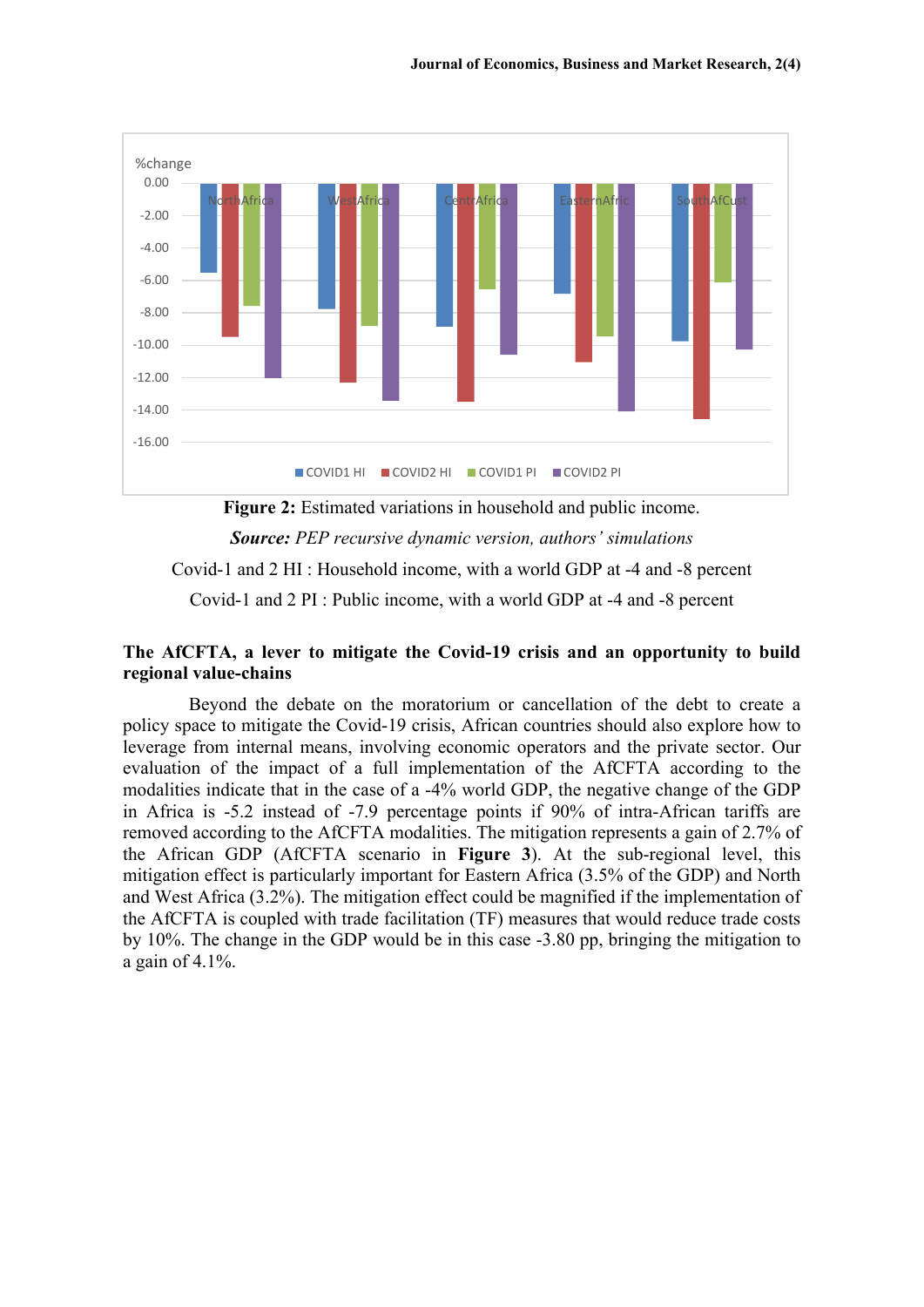%change

0.00
-2.00
-4.00
-6.00
-8.00
-10.00
-12.00
-14.00
-16.00

NorthAfrica
WestAfrica
CentrAfrica
EasternAfric
SouthAfCust

COVID1 HI
COVID2 HI
COVID1 PI
COVID2 PI

**Figure 2:** Estimated variations in household and public income.

***Source:*** *PEP recursive dynamic version, authors' simulations*

Covid-1 and 2 HI : Household income, with a world GDP at -4 and -8 percent

Covid-1 and 2 PI : Public income, with a world GDP at -4 and -8 percent

### The AfCFTA, a lever to mitigate the Covid-19 crisis and an opportunity to build regional value-chains

Beyond the debate on the moratorium or cancellation of the debt to create a policy space to mitigate the Covid-19 crisis, African countries should also explore how to leverage from internal means, involving economic operators and the private sector. Our evaluation of the impact of a full implementation of the AfCFTA according to the modalities indicate that in the case of a -4% world GDP, the negative change of the GDP in Africa is -5.2 instead of -7.9 percentage points if 90% of intra-African tariffs are removed according to the AfCFTA modalities. The mitigation represents a gain of 2.7% of the African GDP (AfCFTA scenario in **Figure 3**). At the sub-regional level, this mitigation effect is particularly important for Eastern Africa (3.5% of the GDP) and North and West Africa (3.2%). The mitigation effect could be magnified if the implementation of the AfCFTA is coupled with trade facilitation (TF) measures that would reduce trade costs by 10%. The change in the GDP would be in this case -3.80 pp, bringing the mitigation to a gain of 4.1%.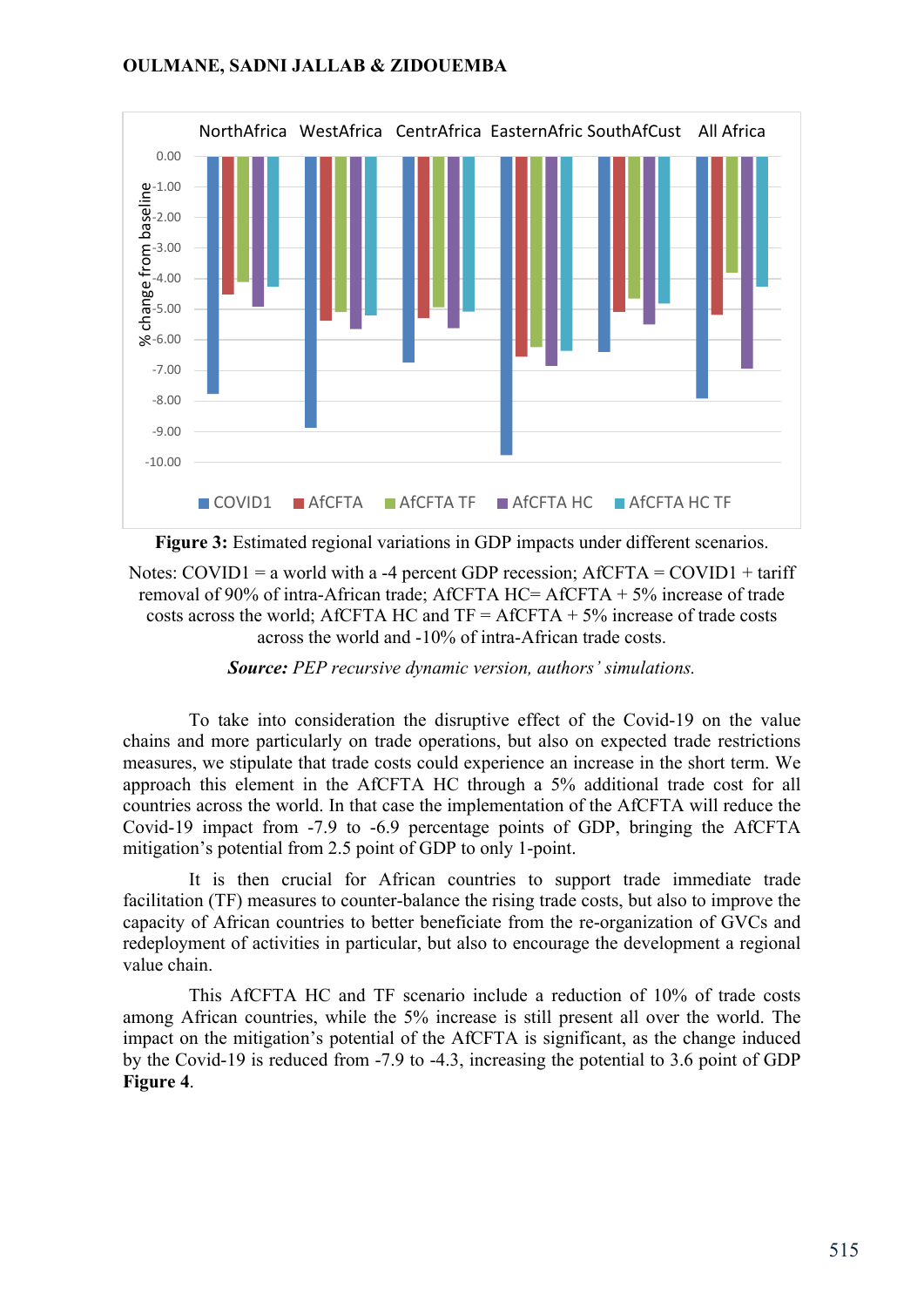NorthAfrica WestAfrica CentrAfrica EasternAfric SouthAfCust All Africa

0.00
-1.00
-2.00
-3.00
-4.00
-5.00
-6.00
-7.00
-8.00
-9.00
-10.00

% change from baseline

COVID1 AfCFTA AfCFTA TF AfCFTA HC AfCFTA HC TF

**Figure 3:** Estimated regional variations in GDP impacts under different scenarios.

Notes: COVID1 = a world with a -4 percent GDP recession; AfCFTA = COVID1 + tariff removal of 90% of intra-African trade; AfCFTA HC= AfCFTA + 5% increase of trade costs across the world; AfCFTA HC and TF = AfCFTA + 5% increase of trade costs across the world and -10% of intra-African trade costs.

***Source:*** *PEP recursive dynamic version, authors' simulations.*

To take into consideration the disruptive effect of the Covid-19 on the value chains and more particularly on trade operations, but also on expected trade restrictions measures, we stipulate that trade costs could experience an increase in the short term. We approach this element in the AfCFTA HC through a 5% additional trade cost for all countries across the world. In that case the implementation of the AfCFTA will reduce the Covid-19 impact from -7.9 to -6.9 percentage points of GDP, bringing the AfCFTA mitigation's potential from 2.5 point of GDP to only 1-point.

It is then crucial for African countries to support trade immediate trade facilitation (TF) measures to counter-balance the rising trade costs, but also to improve the capacity of African countries to better beneficiate from the re-organization of GVCs and redeployment of activities in particular, but also to encourage the development a regional value chain.

This AfCFTA HC and TF scenario include a reduction of 10% of trade costs among African countries, while the 5% increase is still present all over the world. The impact on the mitigation's potential of the AfCFTA is significant, as the change induced by the Covid-19 is reduced from -7.9 to -4.3, increasing the potential to 3.6 point of GDP **Figure 4**.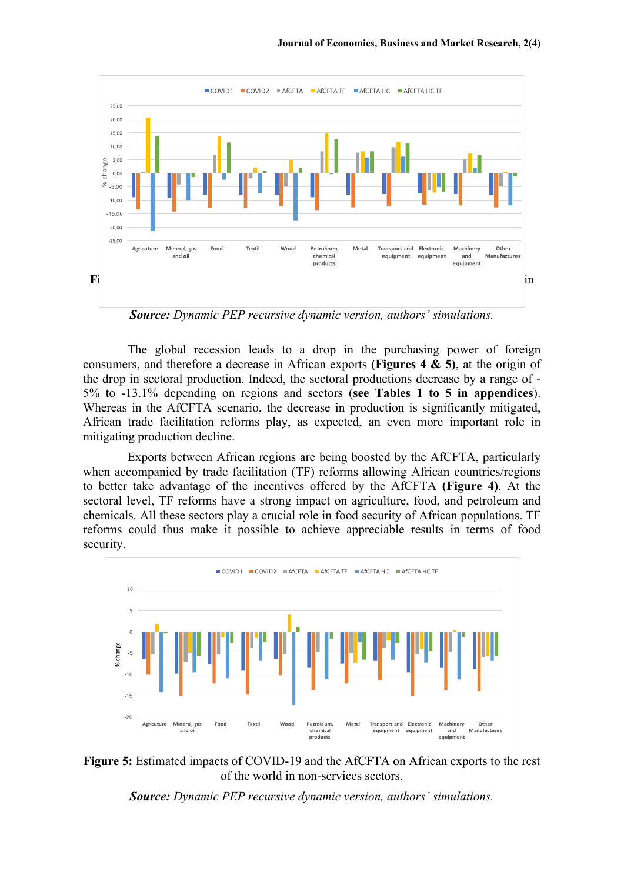COVID1 COVID2 AfCFTA AfCFTA TF AfCFTA HC AfCFTA HC TF

25,00
20,00
15,00
10,00
5,00
0,00
-5,00
-10,00
-15,00
-20,00
-25,00

% change

Agricuture | Mineral, gas and oil | Food | Textil | Wood | Petroleum, chemical products | Metal | Transport and equipment | Electronic equipment | Machinery and equipment | Other Manufactures

Fi ... in

***Source:*** *Dynamic PEP recursive dynamic version, authors' simulations.*

The global recession leads to a drop in the purchasing power of foreign consumers, and therefore a decrease in African exports **(Figures 4 & 5)**, at the origin of the drop in sectoral production. Indeed, the sectoral productions decrease by a range of -5% to -13.1% depending on regions and sectors (**see Tables 1 to 5 in appendices**). Whereas in the AfCFTA scenario, the decrease in production is significantly mitigated, African trade facilitation reforms play, as expected, an even more important role in mitigating production decline.

Exports between African regions are being boosted by the AfCFTA, particularly when accompanied by trade facilitation (TF) reforms allowing African countries/regions to better take advantage of the incentives offered by the AfCFTA **(Figure 4)**. At the sectoral level, TF reforms have a strong impact on agriculture, food, and petroleum and chemicals. All these sectors play a crucial role in food security of African populations. TF reforms could thus make it possible to achieve appreciable results in terms of food security.

COVID1 COVID2 AfCFTA AfCFTA TF AfCFTA HC AfCFTA HC TF

10
5
0
-5
-10
-15
-20

% change

Agriculture | Mineral, gas and oil | Food | Textil | Wood | Petroleum, chemical products | Metal | Transport and equipment | Electronic equipment | Machinery and equipment | Other Manufactures

**Figure 5:** Estimated impacts of COVID-19 and the AfCFTA on African exports to the rest of the world in non-services sectors.

***Source:*** *Dynamic PEP recursive dynamic version, authors' simulations.*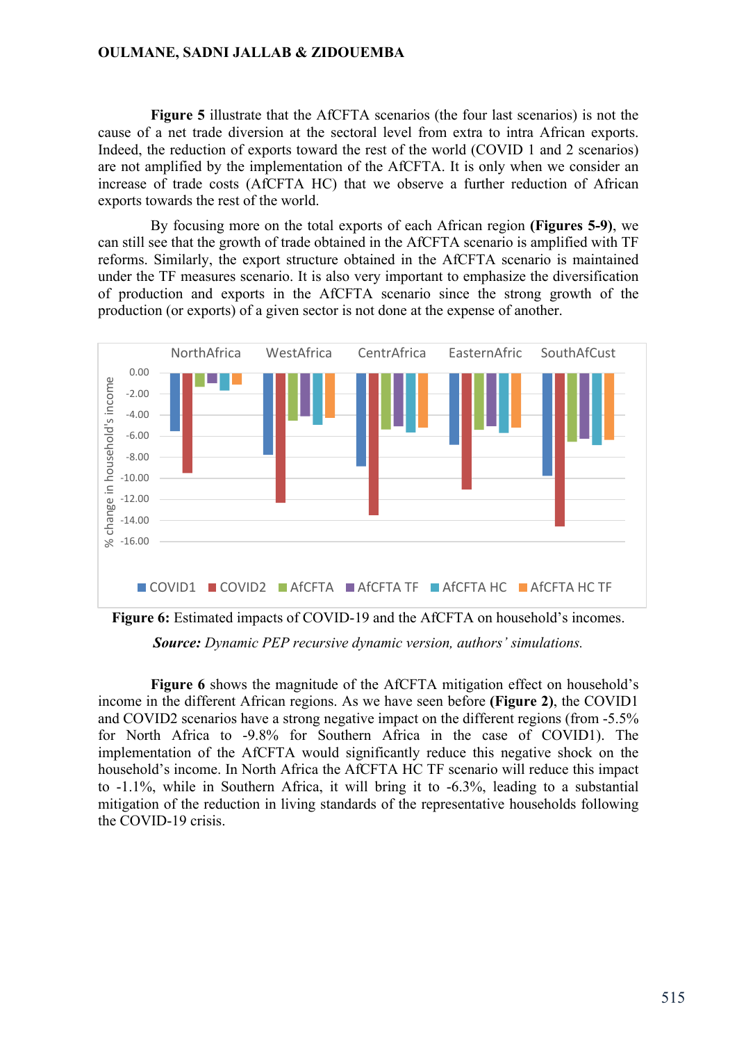**Figure 5** illustrate that the AfCFTA scenarios (the four last scenarios) is not the cause of a net trade diversion at the sectoral level from extra to intra African exports. Indeed, the reduction of exports toward the rest of the world (COVID 1 and 2 scenarios) are not amplified by the implementation of the AfCFTA. It is only when we consider an increase of trade costs (AfCFTA HC) that we observe a further reduction of African exports towards the rest of the world.

By focusing more on the total exports of each African region **(Figures 5-9)**, we can still see that the growth of trade obtained in the AfCFTA scenario is amplified with TF reforms. Similarly, the export structure obtained in the AfCFTA scenario is maintained under the TF measures scenario. It is also very important to emphasize the diversification of production and exports in the AfCFTA scenario since the strong growth of the production (or exports) of a given sector is not done at the expense of another.

NorthAfrica WestAfrica CentrAfrica EasternAfric SouthAfCust

0.00
-2.00
-4.00
-6.00
-8.00
-10.00
-12.00
-14.00
-16.00

% change in household's income

COVID1 COVID2 AfCFTA AfCFTA TF AfCFTA HC AfCFTA HC TF

**Figure 6:** Estimated impacts of COVID-19 and the AfCFTA on household's incomes.

***Source:*** *Dynamic PEP recursive dynamic version, authors' simulations.*

**Figure 6** shows the magnitude of the AfCFTA mitigation effect on household's income in the different African regions. As we have seen before **(Figure 2)**, the COVID1 and COVID2 scenarios have a strong negative impact on the different regions (from -5.5% for North Africa to -9.8% for Southern Africa in the case of COVID1). The implementation of the AfCFTA would significantly reduce this negative shock on the household's income. In North Africa the AfCFTA HC TF scenario will reduce this impact to -1.1%, while in Southern Africa, it will bring it to -6.3%, leading to a substantial mitigation of the reduction in living standards of the representative households following the COVID-19 crisis.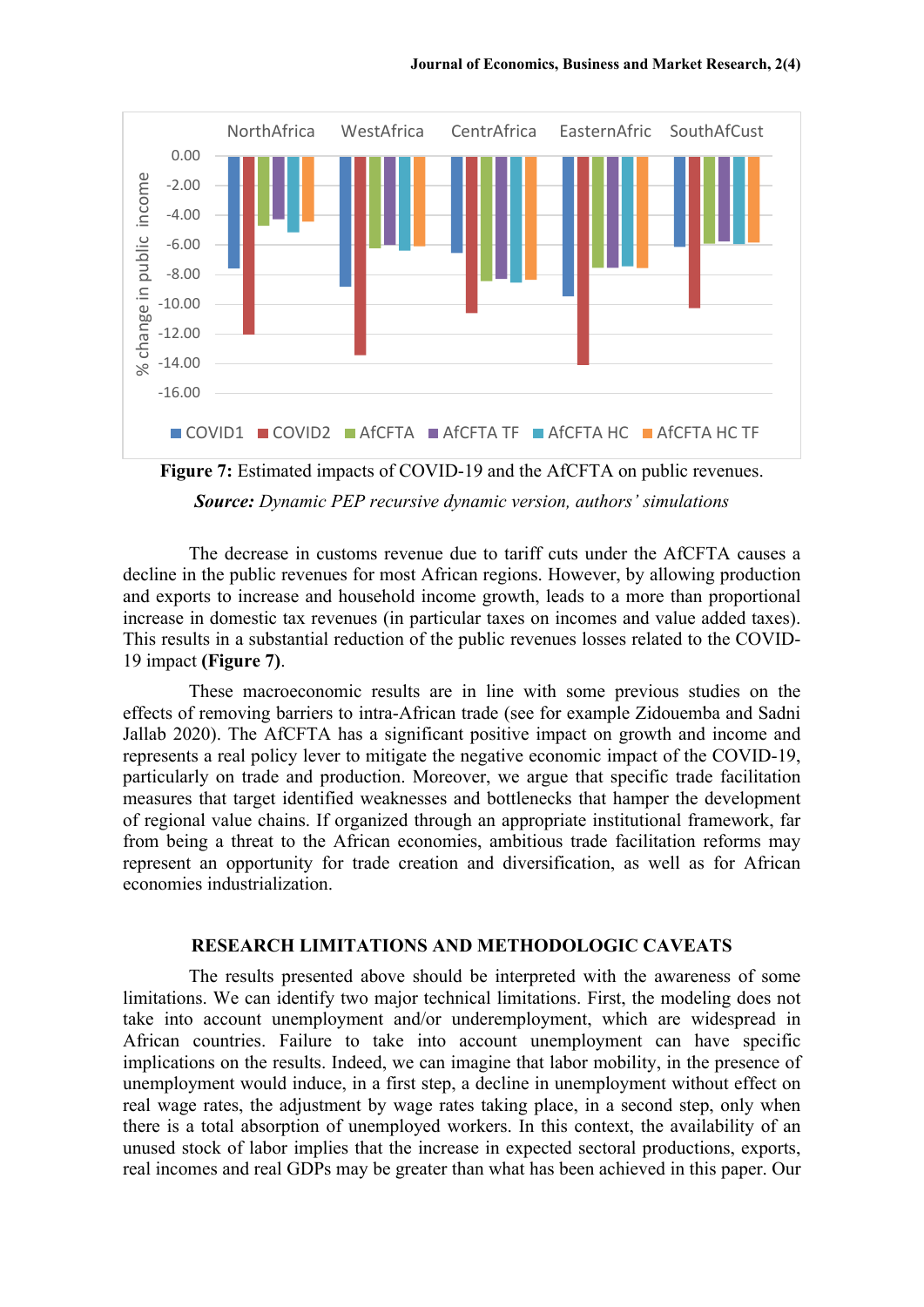NorthAfrica WestAfrica CentrAfrica EasternAfric SouthAfCust

0.00
-2.00
-4.00
-6.00
-8.00
-10.00
-12.00
-14.00
-16.00

% change in public income

COVID1 COVID2 AfCFTA AfCFTA TF AfCFTA HC AfCFTA HC TF

**Figure 7:** Estimated impacts of COVID-19 and the AfCFTA on public revenues.

***Source:*** *Dynamic PEP recursive dynamic version, authors' simulations*

The decrease in customs revenue due to tariff cuts under the AfCFTA causes a decline in the public revenues for most African regions. However, by allowing production and exports to increase and household income growth, leads to a more than proportional increase in domestic tax revenues (in particular taxes on incomes and value added taxes). This results in a substantial reduction of the public revenues losses related to the COVID-19 impact **(Figure 7)**.

These macroeconomic results are in line with some previous studies on the effects of removing barriers to intra-African trade (see for example Zidouemba and Sadni Jallab 2020). The AfCFTA has a significant positive impact on growth and income and represents a real policy lever to mitigate the negative economic impact of the COVID-19, particularly on trade and production. Moreover, we argue that specific trade facilitation measures that target identified weaknesses and bottlenecks that hamper the development of regional value chains. If organized through an appropriate institutional framework, far from being a threat to the African economies, ambitious trade facilitation reforms may represent an opportunity for trade creation and diversification, as well as for African economies industrialization.

## RESEARCH LIMITATIONS AND METHODOLOGIC CAVEATS

The results presented above should be interpreted with the awareness of some limitations. We can identify two major technical limitations. First, the modeling does not take into account unemployment and/or underemployment, which are widespread in African countries. Failure to take into account unemployment can have specific implications on the results. Indeed, we can imagine that labor mobility, in the presence of unemployment would induce, in a first step, a decline in unemployment without effect on real wage rates, the adjustment by wage rates taking place, in a second step, only when there is a total absorption of unemployed workers. In this context, the availability of an unused stock of labor implies that the increase in expected sectoral productions, exports, real incomes and real GDPs may be greater than what has been achieved in this paper. Our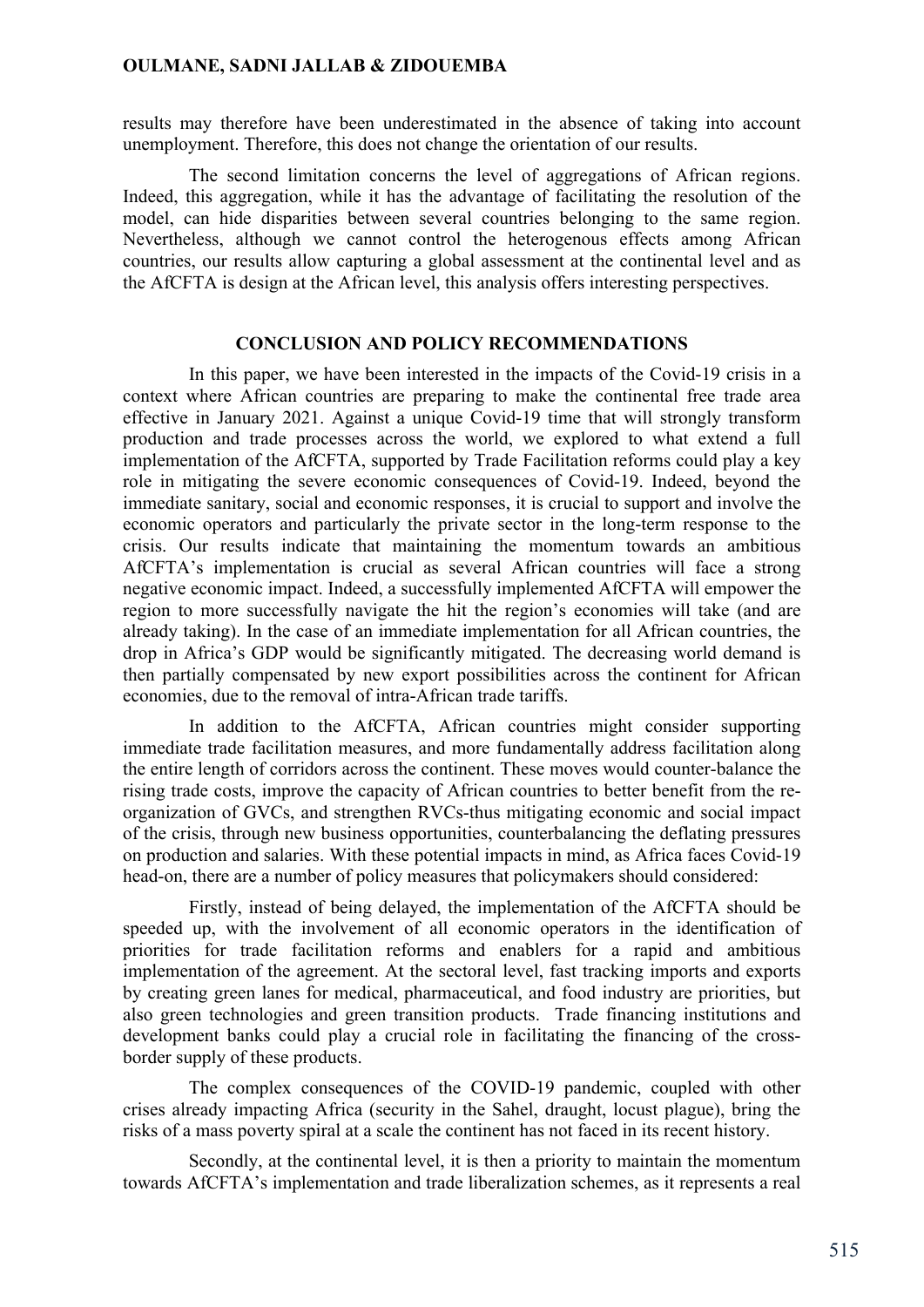results may therefore have been underestimated in the absence of taking into account unemployment. Therefore, this does not change the orientation of our results.

The second limitation concerns the level of aggregations of African regions. Indeed, this aggregation, while it has the advantage of facilitating the resolution of the model, can hide disparities between several countries belonging to the same region. Nevertheless, although we cannot control the heterogenous effects among African countries, our results allow capturing a global assessment at the continental level and as the AfCFTA is design at the African level, this analysis offers interesting perspectives.

## CONCLUSION AND POLICY RECOMMENDATIONS

In this paper, we have been interested in the impacts of the Covid-19 crisis in a context where African countries are preparing to make the continental free trade area effective in January 2021. Against a unique Covid-19 time that will strongly transform production and trade processes across the world, we explored to what extend a full implementation of the AfCFTA, supported by Trade Facilitation reforms could play a key role in mitigating the severe economic consequences of Covid-19. Indeed, beyond the immediate sanitary, social and economic responses, it is crucial to support and involve the economic operators and particularly the private sector in the long-term response to the crisis. Our results indicate that maintaining the momentum towards an ambitious AfCFTA's implementation is crucial as several African countries will face a strong negative economic impact. Indeed, a successfully implemented AfCFTA will empower the region to more successfully navigate the hit the region's economies will take (and are already taking). In the case of an immediate implementation for all African countries, the drop in Africa's GDP would be significantly mitigated. The decreasing world demand is then partially compensated by new export possibilities across the continent for African economies, due to the removal of intra-African trade tariffs.

In addition to the AfCFTA, African countries might consider supporting immediate trade facilitation measures, and more fundamentally address facilitation along the entire length of corridors across the continent. These moves would counter-balance the rising trade costs, improve the capacity of African countries to better benefit from the re-organization of GVCs, and strengthen RVCs-thus mitigating economic and social impact of the crisis, through new business opportunities, counterbalancing the deflating pressures on production and salaries. With these potential impacts in mind, as Africa faces Covid-19 head-on, there are a number of policy measures that policymakers should considered:

Firstly, instead of being delayed, the implementation of the AfCFTA should be speeded up, with the involvement of all economic operators in the identification of priorities for trade facilitation reforms and enablers for a rapid and ambitious implementation of the agreement. At the sectoral level, fast tracking imports and exports by creating green lanes for medical, pharmaceutical, and food industry are priorities, but also green technologies and green transition products. Trade financing institutions and development banks could play a crucial role in facilitating the financing of the cross-border supply of these products.

The complex consequences of the COVID-19 pandemic, coupled with other crises already impacting Africa (security in the Sahel, draught, locust plague), bring the risks of a mass poverty spiral at a scale the continent has not faced in its recent history.

Secondly, at the continental level, it is then a priority to maintain the momentum towards AfCFTA's implementation and trade liberalization schemes, as it represents a real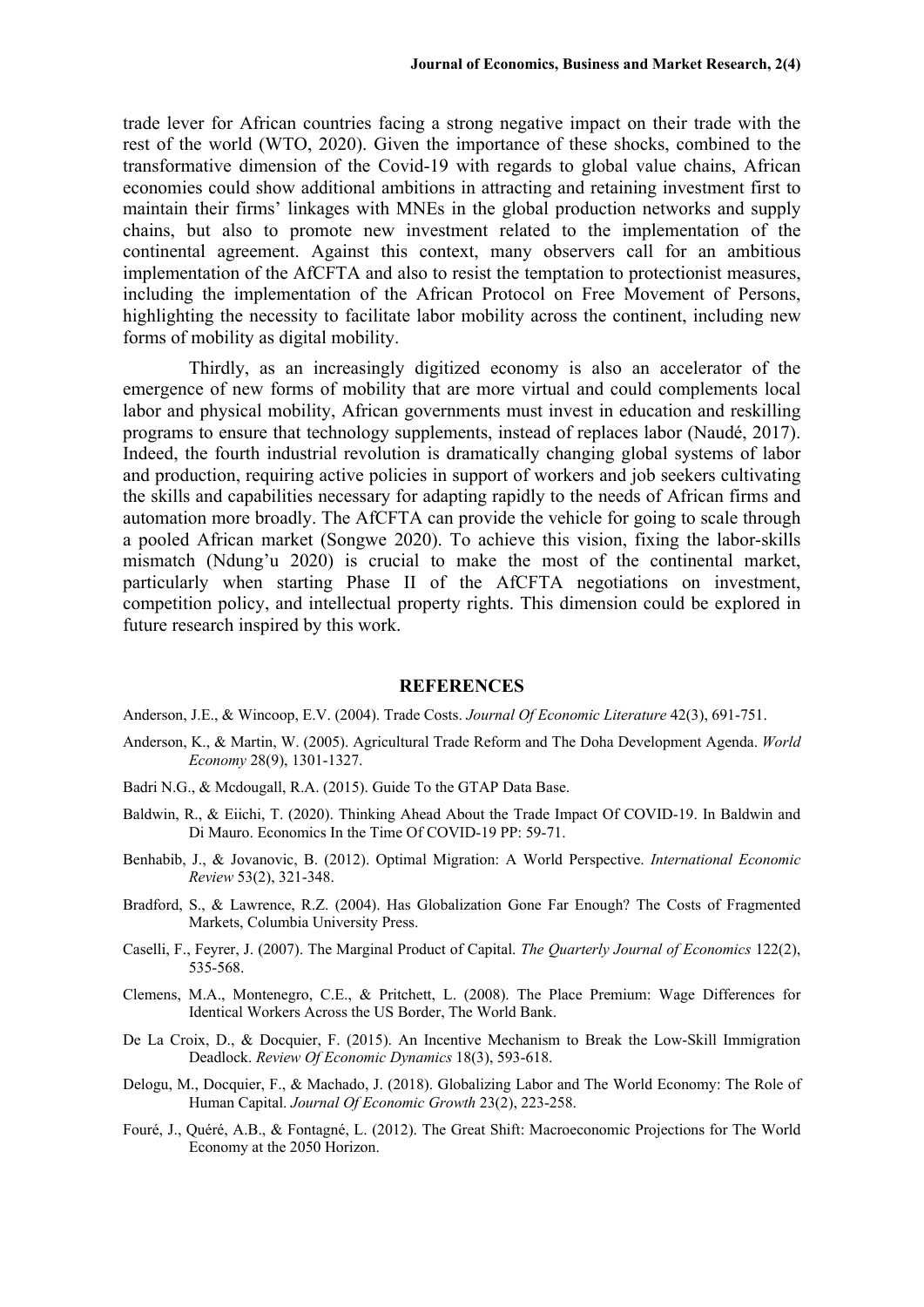trade lever for African countries facing a strong negative impact on their trade with the rest of the world (WTO, 2020). Given the importance of these shocks, combined to the transformative dimension of the Covid-19 with regards to global value chains, African economies could show additional ambitions in attracting and retaining investment first to maintain their firms' linkages with MNEs in the global production networks and supply chains, but also to promote new investment related to the implementation of the continental agreement. Against this context, many observers call for an ambitious implementation of the AfCFTA and also to resist the temptation to protectionist measures, including the implementation of the African Protocol on Free Movement of Persons, highlighting the necessity to facilitate labor mobility across the continent, including new forms of mobility as digital mobility.

Thirdly, as an increasingly digitized economy is also an accelerator of the emergence of new forms of mobility that are more virtual and could complements local labor and physical mobility, African governments must invest in education and reskilling programs to ensure that technology supplements, instead of replaces labor (Naudé, 2017). Indeed, the fourth industrial revolution is dramatically changing global systems of labor and production, requiring active policies in support of workers and job seekers cultivating the skills and capabilities necessary for adapting rapidly to the needs of African firms and automation more broadly. The AfCFTA can provide the vehicle for going to scale through a pooled African market (Songwe 2020). To achieve this vision, fixing the labor-skills mismatch (Ndung'u 2020) is crucial to make the most of the continental market, particularly when starting Phase II of the AfCFTA negotiations on investment, competition policy, and intellectual property rights. This dimension could be explored in future research inspired by this work.

## REFERENCES

Anderson, J.E., & Wincoop, E.V. (2004). Trade Costs. *Journal Of Economic Literature* 42(3), 691-751.

Anderson, K., & Martin, W. (2005). Agricultural Trade Reform and The Doha Development Agenda. *World Economy* 28(9), 1301-1327.

Badri N.G., & Mcdougall, R.A. (2015). Guide To the GTAP Data Base.

Baldwin, R., & Eiichi, T. (2020). Thinking Ahead About the Trade Impact Of COVID-19. In Baldwin and Di Mauro. Economics In the Time Of COVID-19 PP: 59-71.

Benhabib, J., & Jovanovic, B. (2012). Optimal Migration: A World Perspective. *International Economic Review* 53(2), 321-348.

Bradford, S., & Lawrence, R.Z. (2004). Has Globalization Gone Far Enough? The Costs of Fragmented Markets, Columbia University Press.

Caselli, F., Feyrer, J. (2007). The Marginal Product of Capital. *The Quarterly Journal of Economics* 122(2), 535-568.

Clemens, M.A., Montenegro, C.E., & Pritchett, L. (2008). The Place Premium: Wage Differences for Identical Workers Across the US Border, The World Bank.

De La Croix, D., & Docquier, F. (2015). An Incentive Mechanism to Break the Low-Skill Immigration Deadlock. *Review Of Economic Dynamics* 18(3), 593-618.

Delogu, M., Docquier, F., & Machado, J. (2018). Globalizing Labor and The World Economy: The Role of Human Capital. *Journal Of Economic Growth* 23(2), 223-258.

Fouré, J., Quéré, A.B., & Fontagné, L. (2012). The Great Shift: Macroeconomic Projections for The World Economy at the 2050 Horizon.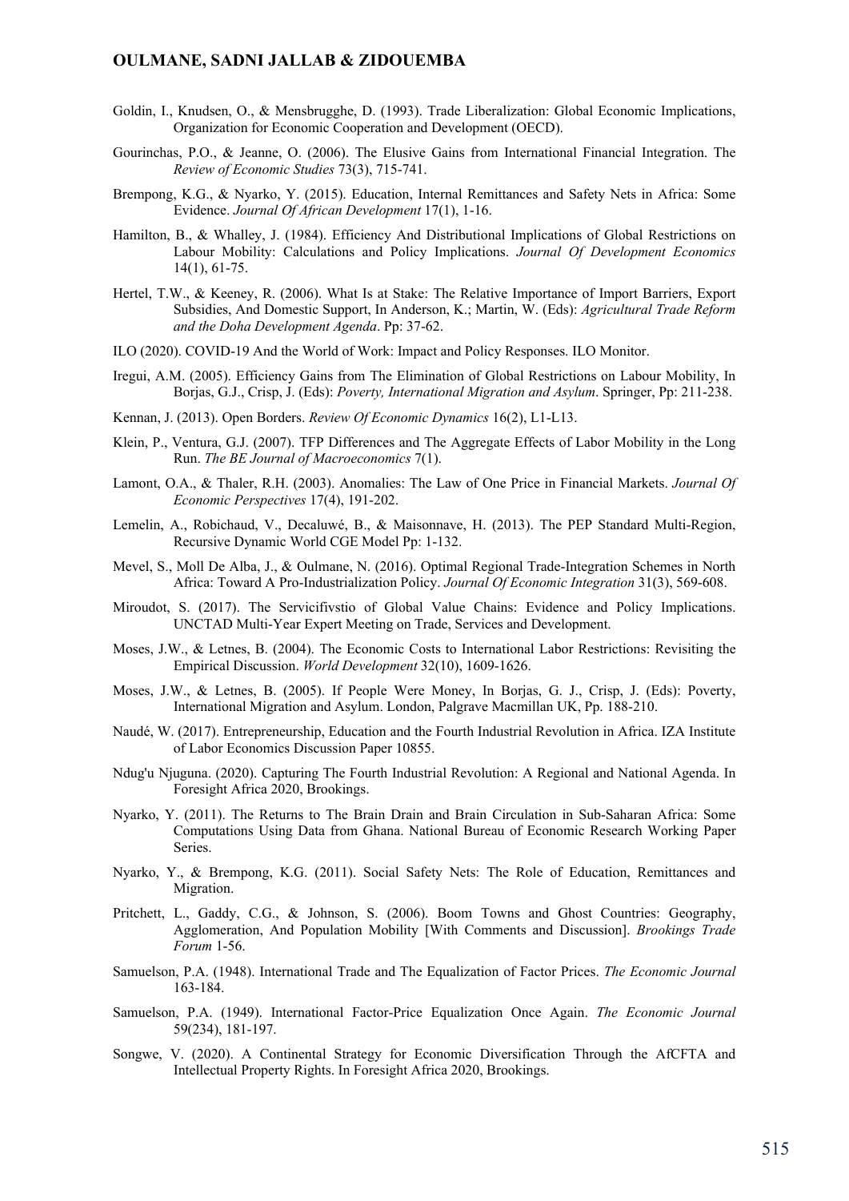Goldin, I., Knudsen, O., & Mensbrugghe, D. (1993). Trade Liberalization: Global Economic Implications, Organization for Economic Cooperation and Development (OECD).

Gourinchas, P.O., & Jeanne, O. (2006). The Elusive Gains from International Financial Integration. The *Review of Economic Studies* 73(3), 715-741.

Brempong, K.G., & Nyarko, Y. (2015). Education, Internal Remittances and Safety Nets in Africa: Some Evidence. *Journal Of African Development* 17(1), 1-16.

Hamilton, B., & Whalley, J. (1984). Efficiency And Distributional Implications of Global Restrictions on Labour Mobility: Calculations and Policy Implications. *Journal Of Development Economics* 14(1), 61-75.

Hertel, T.W., & Keeney, R. (2006). What Is at Stake: The Relative Importance of Import Barriers, Export Subsidies, And Domestic Support, In Anderson, K.; Martin, W. (Eds): *Agricultural Trade Reform and the Doha Development Agenda*. Pp: 37-62.

ILO (2020). COVID-19 And the World of Work: Impact and Policy Responses. ILO Monitor.

Iregui, A.M. (2005). Efficiency Gains from The Elimination of Global Restrictions on Labour Mobility, In Borjas, G.J., Crisp, J. (Eds): *Poverty, International Migration and Asylum*. Springer, Pp: 211-238.

Kennan, J. (2013). Open Borders. *Review Of Economic Dynamics* 16(2), L1-L13.

Klein, P., Ventura, G.J. (2007). TFP Differences and The Aggregate Effects of Labor Mobility in the Long Run. *The BE Journal of Macroeconomics* 7(1).

Lamont, O.A., & Thaler, R.H. (2003). Anomalies: The Law of One Price in Financial Markets. *Journal Of Economic Perspectives* 17(4), 191-202.

Lemelin, A., Robichaud, V., Decaluwé, B., & Maisonnave, H. (2013). The PEP Standard Multi-Region, Recursive Dynamic World CGE Model Pp: 1-132.

Mevel, S., Moll De Alba, J., & Oulmane, N. (2016). Optimal Regional Trade-Integration Schemes in North Africa: Toward A Pro-Industrialization Policy. *Journal Of Economic Integration* 31(3), 569-608.

Miroudot, S. (2017). The Servicifivstio of Global Value Chains: Evidence and Policy Implications. UNCTAD Multi-Year Expert Meeting on Trade, Services and Development.

Moses, J.W., & Letnes, B. (2004). The Economic Costs to International Labor Restrictions: Revisiting the Empirical Discussion. *World Development* 32(10), 1609-1626.

Moses, J.W., & Letnes, B. (2005). If People Were Money, In Borjas, G. J., Crisp, J. (Eds): Poverty, International Migration and Asylum. London, Palgrave Macmillan UK, Pp. 188-210.

Naudé, W. (2017). Entrepreneurship, Education and the Fourth Industrial Revolution in Africa. IZA Institute of Labor Economics Discussion Paper 10855.

Ndug'u Njuguna. (2020). Capturing The Fourth Industrial Revolution: A Regional and National Agenda. In Foresight Africa 2020, Brookings.

Nyarko, Y. (2011). The Returns to The Brain Drain and Brain Circulation in Sub-Saharan Africa: Some Computations Using Data from Ghana. National Bureau of Economic Research Working Paper Series.

Nyarko, Y., & Brempong, K.G. (2011). Social Safety Nets: The Role of Education, Remittances and Migration.

Pritchett, L., Gaddy, C.G., & Johnson, S. (2006). Boom Towns and Ghost Countries: Geography, Agglomeration, And Population Mobility [With Comments and Discussion]. *Brookings Trade Forum* 1-56.

Samuelson, P.A. (1948). International Trade and The Equalization of Factor Prices. *The Economic Journal* 163-184.

Samuelson, P.A. (1949). International Factor-Price Equalization Once Again. *The Economic Journal* 59(234), 181-197.

Songwe, V. (2020). A Continental Strategy for Economic Diversification Through the AfCFTA and Intellectual Property Rights. In Foresight Africa 2020, Brookings.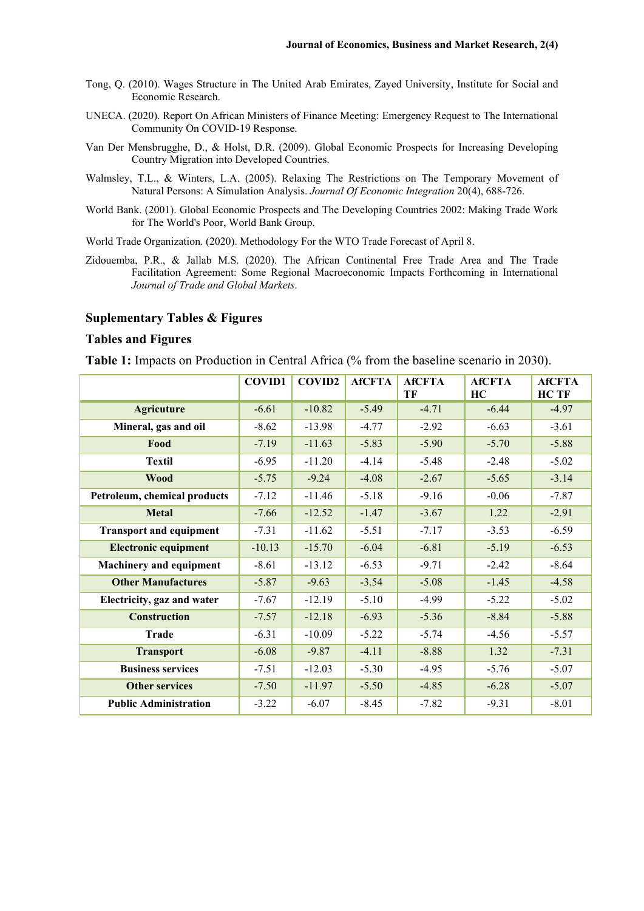Tong, Q. (2010). Wages Structure in The United Arab Emirates, Zayed University, Institute for Social and Economic Research.

UNECA. (2020). Report On African Ministers of Finance Meeting: Emergency Request to The International Community On COVID-19 Response.

Van Der Mensbrugghe, D., & Holst, D.R. (2009). Global Economic Prospects for Increasing Developing Country Migration into Developed Countries.

Walmsley, T.L., & Winters, L.A. (2005). Relaxing The Restrictions on The Temporary Movement of Natural Persons: A Simulation Analysis. *Journal Of Economic Integration* 20(4), 688-726.

World Bank. (2001). Global Economic Prospects and The Developing Countries 2002: Making Trade Work for The World's Poor, World Bank Group.

World Trade Organization. (2020). Methodology For the WTO Trade Forecast of April 8.

Zidouemba, P.R., & Jallab M.S. (2020). The African Continental Free Trade Area and The Trade Facilitation Agreement: Some Regional Macroeconomic Impacts Forthcoming in International *Journal of Trade and Global Markets*.

### Suplementary Tables & Figures

### Tables and Figures

**Table 1:** Impacts on Production in Central Africa (% from the baseline scenario in 2030).

| | COVID1 | COVID2 | AfCFTA | AfCFTA TF | AfCFTA HC | AfCFTA HC TF |
|---|---|---|---|---|---|---|
| **Agricuture** | -6.61 | -10.82 | -5.49 | -4.71 | -6.44 | -4.97 |
| **Mineral, gas and oil** | -8.62 | -13.98 | -4.77 | -2.92 | -6.63 | -3.61 |
| **Food** | -7.19 | -11.63 | -5.83 | -5.90 | -5.70 | -5.88 |
| **Textil** | -6.95 | -11.20 | -4.14 | -5.48 | -2.48 | -5.02 |
| **Wood** | -5.75 | -9.24 | -4.08 | -2.67 | -5.65 | -3.14 |
| **Petroleum, chemical products** | -7.12 | -11.46 | -5.18 | -9.16 | -0.06 | -7.87 |
| **Metal** | -7.66 | -12.52 | -1.47 | -3.67 | 1.22 | -2.91 |
| **Transport and equipment** | -7.31 | -11.62 | -5.51 | -7.17 | -3.53 | -6.59 |
| **Electronic equipment** | -10.13 | -15.70 | -6.04 | -6.81 | -5.19 | -6.53 |
| **Machinery and equipment** | -8.61 | -13.12 | -6.53 | -9.71 | -2.42 | -8.64 |
| **Other Manufactures** | -5.87 | -9.63 | -3.54 | -5.08 | -1.45 | -4.58 |
| **Electricity, gaz and water** | -7.67 | -12.19 | -5.10 | -4.99 | -5.22 | -5.02 |
| **Construction** | -7.57 | -12.18 | -6.93 | -5.36 | -8.84 | -5.88 |
| **Trade** | -6.31 | -10.09 | -5.22 | -5.74 | -4.56 | -5.57 |
| **Transport** | -6.08 | -9.87 | -4.11 | -8.88 | 1.32 | -7.31 |
| **Business services** | -7.51 | -12.03 | -5.30 | -4.95 | -5.76 | -5.07 |
| **Other services** | -7.50 | -11.97 | -5.50 | -4.85 | -6.28 | -5.07 |
| **Public Administration** | -3.22 | -6.07 | -8.45 | -7.82 | -9.31 | -8.01 |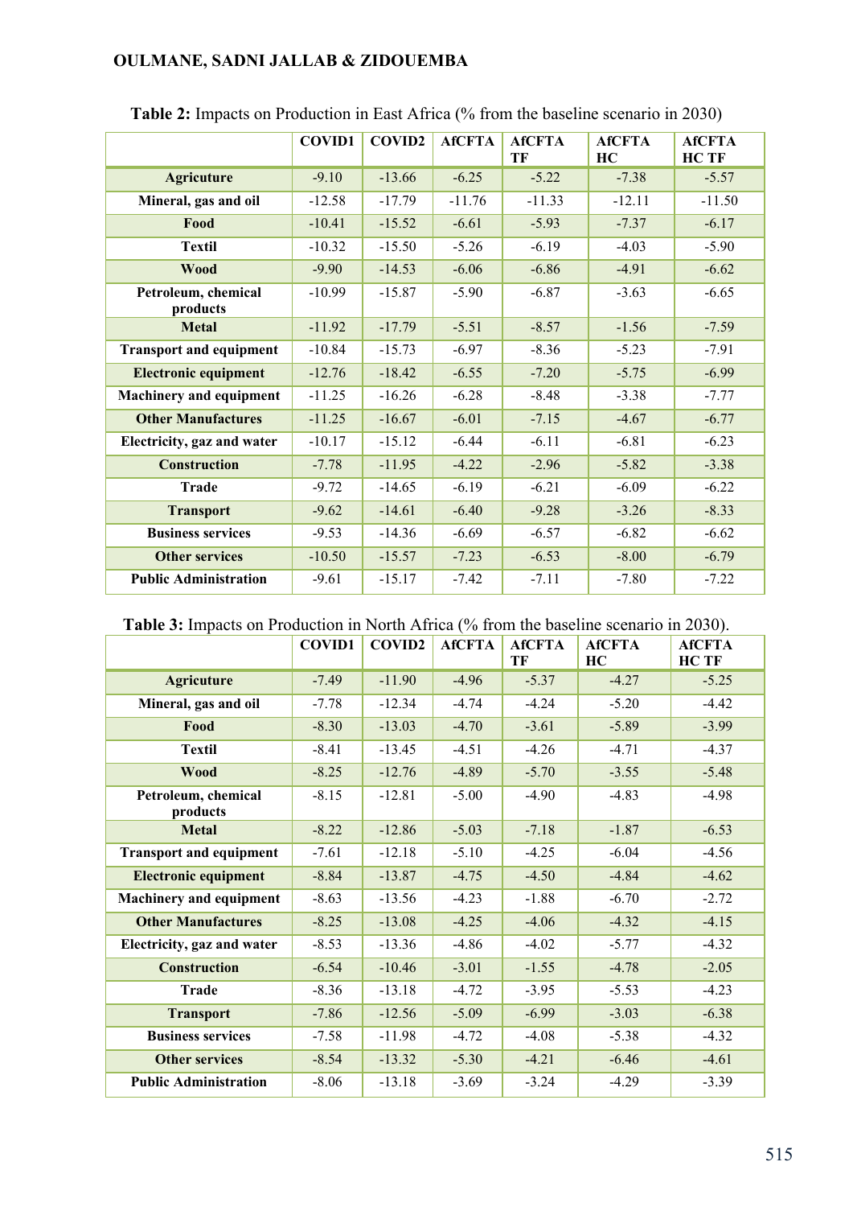**Table 2:** Impacts on Production in East Africa (% from the baseline scenario in 2030)

| | COVID1 | COVID2 | AfCFTA | AfCFTA TF | AfCFTA HC | AfCFTA HC TF |
|---|---|---|---|---|---|---|
| **Agricuture** | -9.10 | -13.66 | -6.25 | -5.22 | -7.38 | -5.57 |
| **Mineral, gas and oil** | -12.58 | -17.79 | -11.76 | -11.33 | -12.11 | -11.50 |
| **Food** | -10.41 | -15.52 | -6.61 | -5.93 | -7.37 | -6.17 |
| **Textil** | -10.32 | -15.50 | -5.26 | -6.19 | -4.03 | -5.90 |
| **Wood** | -9.90 | -14.53 | -6.06 | -6.86 | -4.91 | -6.62 |
| **Petroleum, chemical products** | -10.99 | -15.87 | -5.90 | -6.87 | -3.63 | -6.65 |
| **Metal** | -11.92 | -17.79 | -5.51 | -8.57 | -1.56 | -7.59 |
| **Transport and equipment** | -10.84 | -15.73 | -6.97 | -8.36 | -5.23 | -7.91 |
| **Electronic equipment** | -12.76 | -18.42 | -6.55 | -7.20 | -5.75 | -6.99 |
| **Machinery and equipment** | -11.25 | -16.26 | -6.28 | -8.48 | -3.38 | -7.77 |
| **Other Manufactures** | -11.25 | -16.67 | -6.01 | -7.15 | -4.67 | -6.77 |
| **Electricity, gaz and water** | -10.17 | -15.12 | -6.44 | -6.11 | -6.81 | -6.23 |
| **Construction** | -7.78 | -11.95 | -4.22 | -2.96 | -5.82 | -3.38 |
| **Trade** | -9.72 | -14.65 | -6.19 | -6.21 | -6.09 | -6.22 |
| **Transport** | -9.62 | -14.61 | -6.40 | -9.28 | -3.26 | -8.33 |
| **Business services** | -9.53 | -14.36 | -6.69 | -6.57 | -6.82 | -6.62 |
| **Other services** | -10.50 | -15.57 | -7.23 | -6.53 | -8.00 | -6.79 |
| **Public Administration** | -9.61 | -15.17 | -7.42 | -7.11 | -7.80 | -7.22 |

**Table 3:** Impacts on Production in North Africa (% from the baseline scenario in 2030).

| | COVID1 | COVID2 | AfCFTA | AfCFTA TF | AfCFTA HC | AfCFTA HC TF |
|---|---|---|---|---|---|---|
| **Agricuture** | -7.49 | -11.90 | -4.96 | -5.37 | -4.27 | -5.25 |
| **Mineral, gas and oil** | -7.78 | -12.34 | -4.74 | -4.24 | -5.20 | -4.42 |
| **Food** | -8.30 | -13.03 | -4.70 | -3.61 | -5.89 | -3.99 |
| **Textil** | -8.41 | -13.45 | -4.51 | -4.26 | -4.71 | -4.37 |
| **Wood** | -8.25 | -12.76 | -4.89 | -5.70 | -3.55 | -5.48 |
| **Petroleum, chemical products** | -8.15 | -12.81 | -5.00 | -4.90 | -4.83 | -4.98 |
| **Metal** | -8.22 | -12.86 | -5.03 | -7.18 | -1.87 | -6.53 |
| **Transport and equipment** | -7.61 | -12.18 | -5.10 | -4.25 | -6.04 | -4.56 |
| **Electronic equipment** | -8.84 | -13.87 | -4.75 | -4.50 | -4.84 | -4.62 |
| **Machinery and equipment** | -8.63 | -13.56 | -4.23 | -1.88 | -6.70 | -2.72 |
| **Other Manufactures** | -8.25 | -13.08 | -4.25 | -4.06 | -4.32 | -4.15 |
| **Electricity, gaz and water** | -8.53 | -13.36 | -4.86 | -4.02 | -5.77 | -4.32 |
| **Construction** | -6.54 | -10.46 | -3.01 | -1.55 | -4.78 | -2.05 |
| **Trade** | -8.36 | -13.18 | -4.72 | -3.95 | -5.53 | -4.23 |
| **Transport** | -7.86 | -12.56 | -5.09 | -6.99 | -3.03 | -6.38 |
| **Business services** | -7.58 | -11.98 | -4.72 | -4.08 | -5.38 | -4.32 |
| **Other services** | -8.54 | -13.32 | -5.30 | -4.21 | -6.46 | -4.61 |
| **Public Administration** | -8.06 | -13.18 | -3.69 | -3.24 | -4.29 | -3.39 |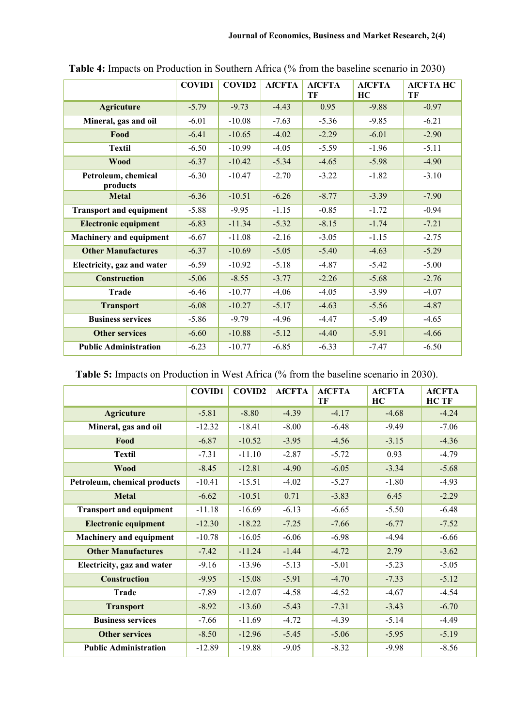**Table 4:** Impacts on Production in Southern Africa (% from the baseline scenario in 2030)

| | COVID1 | COVID2 | AfCFTA | AfCFTA TF | AfCFTA HC | AfCFTA HC TF |
|---|---|---|---|---|---|---|
| Agricuture | -5.79 | -9.73 | -4.43 | 0.95 | -9.88 | -0.97 |
| Mineral, gas and oil | -6.01 | -10.08 | -7.63 | -5.36 | -9.85 | -6.21 |
| Food | -6.41 | -10.65 | -4.02 | -2.29 | -6.01 | -2.90 |
| Textil | -6.50 | -10.99 | -4.05 | -5.59 | -1.96 | -5.11 |
| Wood | -6.37 | -10.42 | -5.34 | -4.65 | -5.98 | -4.90 |
| Petroleum, chemical products | -6.30 | -10.47 | -2.70 | -3.22 | -1.82 | -3.10 |
| Metal | -6.36 | -10.51 | -6.26 | -8.77 | -3.39 | -7.90 |
| Transport and equipment | -5.88 | -9.95 | -1.15 | -0.85 | -1.72 | -0.94 |
| Electronic equipment | -6.83 | -11.34 | -5.32 | -8.15 | -1.74 | -7.21 |
| Machinery and equipment | -6.67 | -11.08 | -2.16 | -3.05 | -1.15 | -2.75 |
| Other Manufactures | -6.37 | -10.69 | -5.05 | -5.40 | -4.63 | -5.29 |
| Electricity, gaz and water | -6.59 | -10.92 | -5.18 | -4.87 | -5.42 | -5.00 |
| Construction | -5.06 | -8.55 | -3.77 | -2.26 | -5.68 | -2.76 |
| Trade | -6.46 | -10.77 | -4.06 | -4.05 | -3.99 | -4.07 |
| Transport | -6.08 | -10.27 | -5.17 | -4.63 | -5.56 | -4.87 |
| Business services | -5.86 | -9.79 | -4.96 | -4.47 | -5.49 | -4.65 |
| Other services | -6.60 | -10.88 | -5.12 | -4.40 | -5.91 | -4.66 |
| Public Administration | -6.23 | -10.77 | -6.85 | -6.33 | -7.47 | -6.50 |

**Table 5:** Impacts on Production in West Africa (% from the baseline scenario in 2030).

| | COVID1 | COVID2 | AfCFTA | AfCFTA TF | AfCFTA HC | AfCFTA HC TF |
|---|---|---|---|---|---|---|
| Agricuture | -5.81 | -8.80 | -4.39 | -4.17 | -4.68 | -4.24 |
| Mineral, gas and oil | -12.32 | -18.41 | -8.00 | -6.48 | -9.49 | -7.06 |
| Food | -6.87 | -10.52 | -3.95 | -4.56 | -3.15 | -4.36 |
| Textil | -7.31 | -11.10 | -2.87 | -5.72 | 0.93 | -4.79 |
| Wood | -8.45 | -12.81 | -4.90 | -6.05 | -3.34 | -5.68 |
| Petroleum, chemical products | -10.41 | -15.51 | -4.02 | -5.27 | -1.80 | -4.93 |
| Metal | -6.62 | -10.51 | 0.71 | -3.83 | 6.45 | -2.29 |
| Transport and equipment | -11.18 | -16.69 | -6.13 | -6.65 | -5.50 | -6.48 |
| Electronic equipment | -12.30 | -18.22 | -7.25 | -7.66 | -6.77 | -7.52 |
| Machinery and equipment | -10.78 | -16.05 | -6.06 | -6.98 | -4.94 | -6.66 |
| Other Manufactures | -7.42 | -11.24 | -1.44 | -4.72 | 2.79 | -3.62 |
| Electricity, gaz and water | -9.16 | -13.96 | -5.13 | -5.01 | -5.23 | -5.05 |
| Construction | -9.95 | -15.08 | -5.91 | -4.70 | -7.33 | -5.12 |
| Trade | -7.89 | -12.07 | -4.58 | -4.52 | -4.67 | -4.54 |
| Transport | -8.92 | -13.60 | -5.43 | -7.31 | -3.43 | -6.70 |
| Business services | -7.66 | -11.69 | -4.72 | -4.39 | -5.14 | -4.49 |
| Other services | -8.50 | -12.96 | -5.45 | -5.06 | -5.95 | -5.19 |
| Public Administration | -12.89 | -19.88 | -9.05 | -8.32 | -9.98 | -8.56 |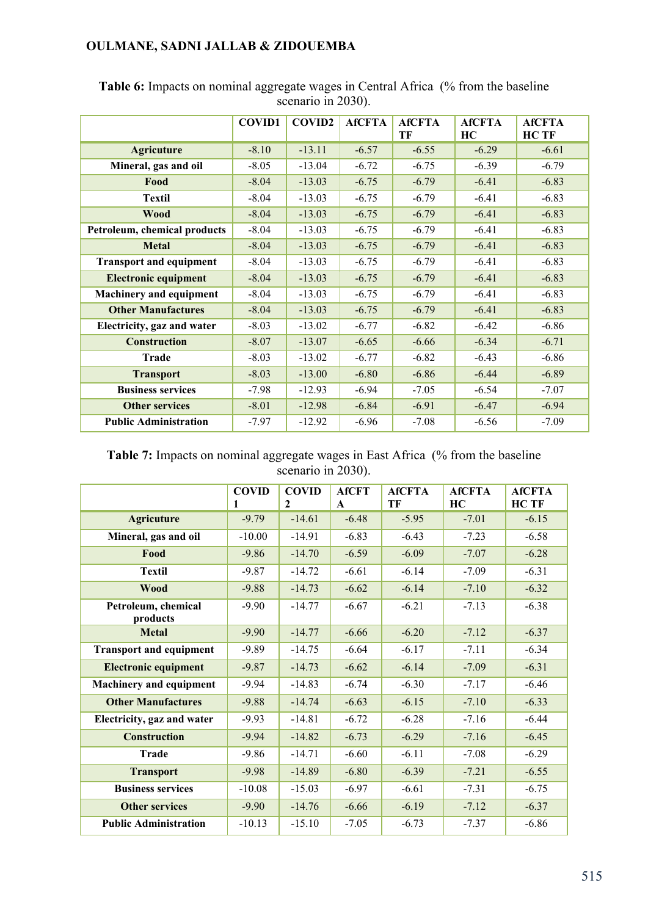**Table 6:** Impacts on nominal aggregate wages in Central Africa (% from the baseline scenario in 2030).

| | COVID1 | COVID2 | AfCFTA | AfCFTA TF | AfCFTA HC | AfCFTA HC TF |
|---|---|---|---|---|---|---|
| **Agricuture** | -8.10 | -13.11 | -6.57 | -6.55 | -6.29 | -6.61 |
| **Mineral, gas and oil** | -8.05 | -13.04 | -6.72 | -6.75 | -6.39 | -6.79 |
| **Food** | -8.04 | -13.03 | -6.75 | -6.79 | -6.41 | -6.83 |
| **Textil** | -8.04 | -13.03 | -6.75 | -6.79 | -6.41 | -6.83 |
| **Wood** | -8.04 | -13.03 | -6.75 | -6.79 | -6.41 | -6.83 |
| **Petroleum, chemical products** | -8.04 | -13.03 | -6.75 | -6.79 | -6.41 | -6.83 |
| **Metal** | -8.04 | -13.03 | -6.75 | -6.79 | -6.41 | -6.83 |
| **Transport and equipment** | -8.04 | -13.03 | -6.75 | -6.79 | -6.41 | -6.83 |
| **Electronic equipment** | -8.04 | -13.03 | -6.75 | -6.79 | -6.41 | -6.83 |
| **Machinery and equipment** | -8.04 | -13.03 | -6.75 | -6.79 | -6.41 | -6.83 |
| **Other Manufactures** | -8.04 | -13.03 | -6.75 | -6.79 | -6.41 | -6.83 |
| **Electricity, gaz and water** | -8.03 | -13.02 | -6.77 | -6.82 | -6.42 | -6.86 |
| **Construction** | -8.07 | -13.07 | -6.65 | -6.66 | -6.34 | -6.71 |
| **Trade** | -8.03 | -13.02 | -6.77 | -6.82 | -6.43 | -6.86 |
| **Transport** | -8.03 | -13.00 | -6.80 | -6.86 | -6.44 | -6.89 |
| **Business services** | -7.98 | -12.93 | -6.94 | -7.05 | -6.54 | -7.07 |
| **Other services** | -8.01 | -12.98 | -6.84 | -6.91 | -6.47 | -6.94 |
| **Public Administration** | -7.97 | -12.92 | -6.96 | -7.08 | -6.56 | -7.09 |

**Table 7:** Impacts on nominal aggregate wages in East Africa (% from the baseline scenario in 2030).

| | COVID 1 | COVID 2 | AfCFTA | AfCFTA TF | AfCFTA HC | AfCFTA HC TF |
|---|---|---|---|---|---|---|
| **Agricuture** | -9.79 | -14.61 | -6.48 | -5.95 | -7.01 | -6.15 |
| **Mineral, gas and oil** | -10.00 | -14.91 | -6.83 | -6.43 | -7.23 | -6.58 |
| **Food** | -9.86 | -14.70 | -6.59 | -6.09 | -7.07 | -6.28 |
| **Textil** | -9.87 | -14.72 | -6.61 | -6.14 | -7.09 | -6.31 |
| **Wood** | -9.88 | -14.73 | -6.62 | -6.14 | -7.10 | -6.32 |
| **Petroleum, chemical products** | -9.90 | -14.77 | -6.67 | -6.21 | -7.13 | -6.38 |
| **Metal** | -9.90 | -14.77 | -6.66 | -6.20 | -7.12 | -6.37 |
| **Transport and equipment** | -9.89 | -14.75 | -6.64 | -6.17 | -7.11 | -6.34 |
| **Electronic equipment** | -9.87 | -14.73 | -6.62 | -6.14 | -7.09 | -6.31 |
| **Machinery and equipment** | -9.94 | -14.83 | -6.74 | -6.30 | -7.17 | -6.46 |
| **Other Manufactures** | -9.88 | -14.74 | -6.63 | -6.15 | -7.10 | -6.33 |
| **Electricity, gaz and water** | -9.93 | -14.81 | -6.72 | -6.28 | -7.16 | -6.44 |
| **Construction** | -9.94 | -14.82 | -6.73 | -6.29 | -7.16 | -6.45 |
| **Trade** | -9.86 | -14.71 | -6.60 | -6.11 | -7.08 | -6.29 |
| **Transport** | -9.98 | -14.89 | -6.80 | -6.39 | -7.21 | -6.55 |
| **Business services** | -10.08 | -15.03 | -6.97 | -6.61 | -7.31 | -6.75 |
| **Other services** | -9.90 | -14.76 | -6.66 | -6.19 | -7.12 | -6.37 |
| **Public Administration** | -10.13 | -15.10 | -7.05 | -6.73 | -7.37 | -6.86 |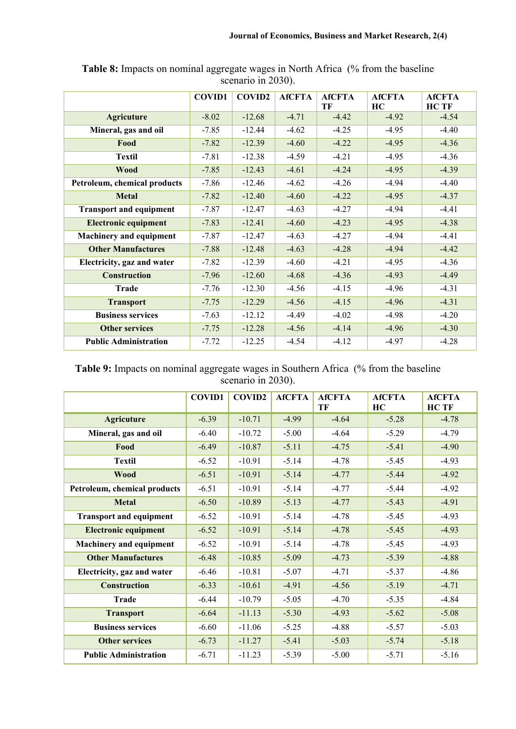**Table 8:** Impacts on nominal aggregate wages in North Africa (% from the baseline scenario in 2030).

| | COVID1 | COVID2 | AfCFTA | AfCFTA TF | AfCFTA HC | AfCFTA HC TF |
|---|---|---|---|---|---|---|
| Agricuture | -8.02 | -12.68 | -4.71 | -4.42 | -4.92 | -4.54 |
| Mineral, gas and oil | -7.85 | -12.44 | -4.62 | -4.25 | -4.95 | -4.40 |
| Food | -7.82 | -12.39 | -4.60 | -4.22 | -4.95 | -4.36 |
| Textil | -7.81 | -12.38 | -4.59 | -4.21 | -4.95 | -4.36 |
| Wood | -7.85 | -12.43 | -4.61 | -4.24 | -4.95 | -4.39 |
| Petroleum, chemical products | -7.86 | -12.46 | -4.62 | -4.26 | -4.94 | -4.40 |
| Metal | -7.82 | -12.40 | -4.60 | -4.22 | -4.95 | -4.37 |
| Transport and equipment | -7.87 | -12.47 | -4.63 | -4.27 | -4.94 | -4.41 |
| Electronic equipment | -7.83 | -12.41 | -4.60 | -4.23 | -4.95 | -4.38 |
| Machinery and equipment | -7.87 | -12.47 | -4.63 | -4.27 | -4.94 | -4.41 |
| Other Manufactures | -7.88 | -12.48 | -4.63 | -4.28 | -4.94 | -4.42 |
| Electricity, gaz and water | -7.82 | -12.39 | -4.60 | -4.21 | -4.95 | -4.36 |
| Construction | -7.96 | -12.60 | -4.68 | -4.36 | -4.93 | -4.49 |
| Trade | -7.76 | -12.30 | -4.56 | -4.15 | -4.96 | -4.31 |
| Transport | -7.75 | -12.29 | -4.56 | -4.15 | -4.96 | -4.31 |
| Business services | -7.63 | -12.12 | -4.49 | -4.02 | -4.98 | -4.20 |
| Other services | -7.75 | -12.28 | -4.56 | -4.14 | -4.96 | -4.30 |
| Public Administration | -7.72 | -12.25 | -4.54 | -4.12 | -4.97 | -4.28 |

**Table 9:** Impacts on nominal aggregate wages in Southern Africa (% from the baseline scenario in 2030).

| | COVID1 | COVID2 | AfCFTA | AfCFTA TF | AfCFTA HC | AfCFTA HC TF |
|---|---|---|---|---|---|---|
| Agricuture | -6.39 | -10.71 | -4.99 | -4.64 | -5.28 | -4.78 |
| Mineral, gas and oil | -6.40 | -10.72 | -5.00 | -4.64 | -5.29 | -4.79 |
| Food | -6.49 | -10.87 | -5.11 | -4.75 | -5.41 | -4.90 |
| Textil | -6.52 | -10.91 | -5.14 | -4.78 | -5.45 | -4.93 |
| Wood | -6.51 | -10.91 | -5.14 | -4.77 | -5.44 | -4.92 |
| Petroleum, chemical products | -6.51 | -10.91 | -5.14 | -4.77 | -5.44 | -4.92 |
| Metal | -6.50 | -10.89 | -5.13 | -4.77 | -5.43 | -4.91 |
| Transport and equipment | -6.52 | -10.91 | -5.14 | -4.78 | -5.45 | -4.93 |
| Electronic equipment | -6.52 | -10.91 | -5.14 | -4.78 | -5.45 | -4.93 |
| Machinery and equipment | -6.52 | -10.91 | -5.14 | -4.78 | -5.45 | -4.93 |
| Other Manufactures | -6.48 | -10.85 | -5.09 | -4.73 | -5.39 | -4.88 |
| Electricity, gaz and water | -6.46 | -10.81 | -5.07 | -4.71 | -5.37 | -4.86 |
| Construction | -6.33 | -10.61 | -4.91 | -4.56 | -5.19 | -4.71 |
| Trade | -6.44 | -10.79 | -5.05 | -4.70 | -5.35 | -4.84 |
| Transport | -6.64 | -11.13 | -5.30 | -4.93 | -5.62 | -5.08 |
| Business services | -6.60 | -11.06 | -5.25 | -4.88 | -5.57 | -5.03 |
| Other services | -6.73 | -11.27 | -5.41 | -5.03 | -5.74 | -5.18 |
| Public Administration | -6.71 | -11.23 | -5.39 | -5.00 | -5.71 | -5.16 |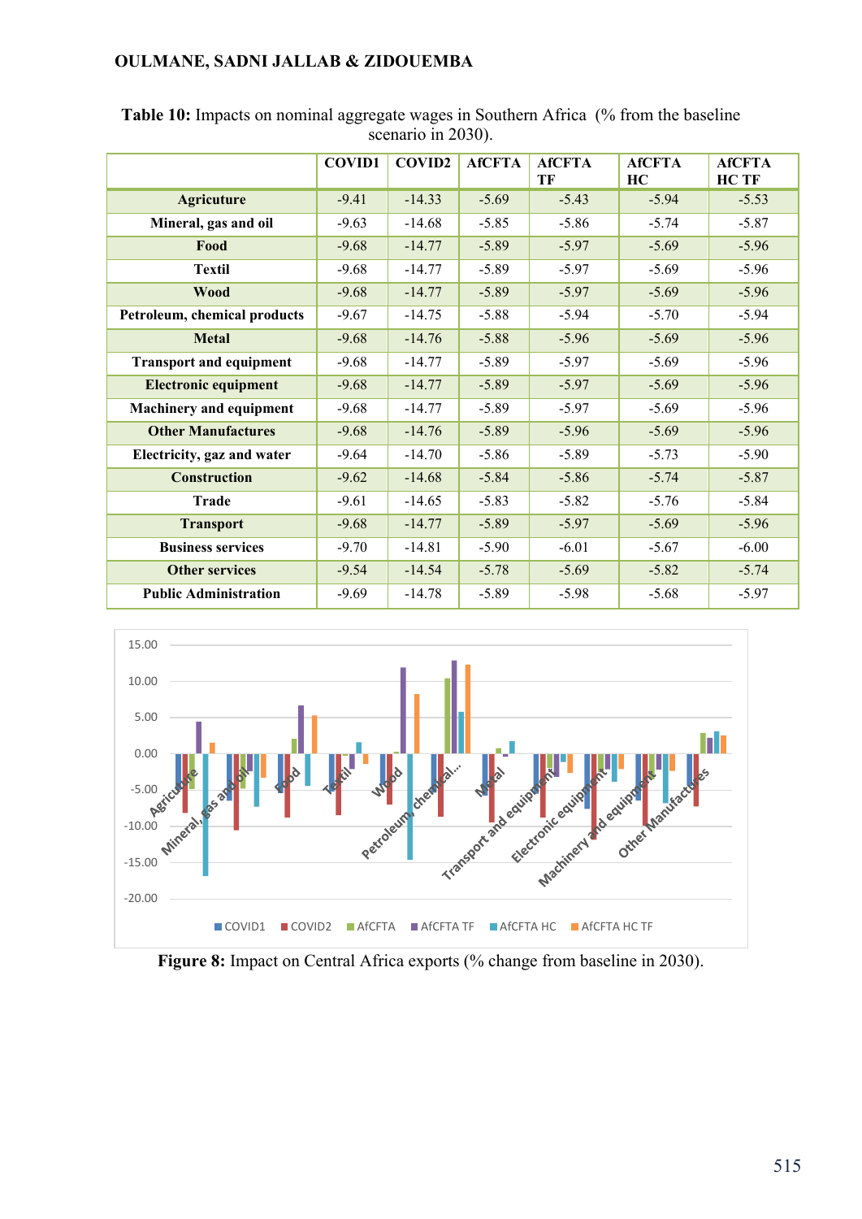**Table 10:** Impacts on nominal aggregate wages in Southern Africa (% from the baseline scenario in 2030).

| | COVID1 | COVID2 | AfCFTA | AfCFTA TF | AfCFTA HC | AfCFTA HC TF |
|---|---|---|---|---|---|---|
| **Agricuture** | -9.41 | -14.33 | -5.69 | -5.43 | -5.94 | -5.53 |
| **Mineral, gas and oil** | -9.63 | -14.68 | -5.85 | -5.86 | -5.74 | -5.87 |
| **Food** | -9.68 | -14.77 | -5.89 | -5.97 | -5.69 | -5.96 |
| **Textil** | -9.68 | -14.77 | -5.89 | -5.97 | -5.69 | -5.96 |
| **Wood** | -9.68 | -14.77 | -5.89 | -5.97 | -5.69 | -5.96 |
| **Petroleum, chemical products** | -9.67 | -14.75 | -5.88 | -5.94 | -5.70 | -5.94 |
| **Metal** | -9.68 | -14.76 | -5.88 | -5.96 | -5.69 | -5.96 |
| **Transport and equipment** | -9.68 | -14.77 | -5.89 | -5.97 | -5.69 | -5.96 |
| **Electronic equipment** | -9.68 | -14.77 | -5.89 | -5.97 | -5.69 | -5.96 |
| **Machinery and equipment** | -9.68 | -14.77 | -5.89 | -5.97 | -5.69 | -5.96 |
| **Other Manufactures** | -9.68 | -14.76 | -5.89 | -5.96 | -5.69 | -5.96 |
| **Electricity, gaz and water** | -9.64 | -14.70 | -5.86 | -5.89 | -5.73 | -5.90 |
| **Construction** | -9.62 | -14.68 | -5.84 | -5.86 | -5.74 | -5.87 |
| **Trade** | -9.61 | -14.65 | -5.83 | -5.82 | -5.76 | -5.84 |
| **Transport** | -9.68 | -14.77 | -5.89 | -5.97 | -5.69 | -5.96 |
| **Business services** | -9.70 | -14.81 | -5.90 | -6.01 | -5.67 | -6.00 |
| **Other services** | -9.54 | -14.54 | -5.78 | -5.69 | -5.82 | -5.74 |
| **Public Administration** | -9.69 | -14.78 | -5.89 | -5.98 | -5.68 | -5.97 |

15.00
10.00
5.00
0.00
-5.00
-10.00
-15.00
-20.00

Agricuture
Mineral, gas and oil
Food
Textil
Wood
Petroleum, chemical...
Metal
Transport and equipment
Electronic equipment
Machinery and equipment
Other Manufactures

COVID1 COVID2 AfCFTA AfCFTA TF AfCFTA HC AfCFTA HC TF

**Figure 8:** Impact on Central Africa exports (% change from baseline in 2030).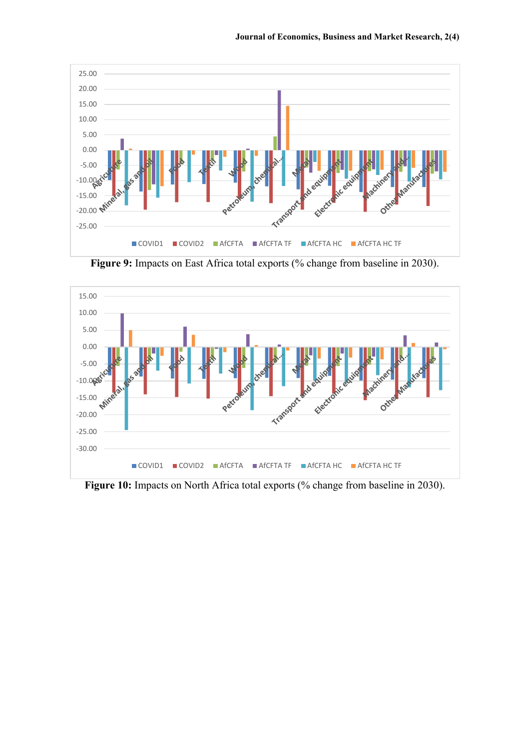25.00
20.00
15.00
10.00
5.00
0.00
-5.00
-10.00
-15.00
-20.00
-25.00

Agriculture
Mineral, gas and oil
Food
Textil
Wood
Petroleum, chemical...
Metal
Transport and equipment
Electronic equipment
Machinery and...
Other Manufactures

COVID1 COVID2 AfCFTA AfCFTA TF AfCFTA HC AfCFTA HC TF

**Figure 9:** Impacts on East Africa total exports (% change from baseline in 2030).

15.00
10.00
5.00
0.00
-5.00
-10.00
-15.00
-20.00
-25.00
-30.00

Agriculture
Mineral, gas and oil
Food
Textil
Wood
Petroleum, chemical...
Metal
Transport and equipment
Electronic equipment
Machinery and...
Other Manufactures

COVID1 COVID2 AfCFTA AfCFTA TF AfCFTA HC AfCFTA HC TF

**Figure 10:** Impacts on North Africa total exports (% change from baseline in 2030).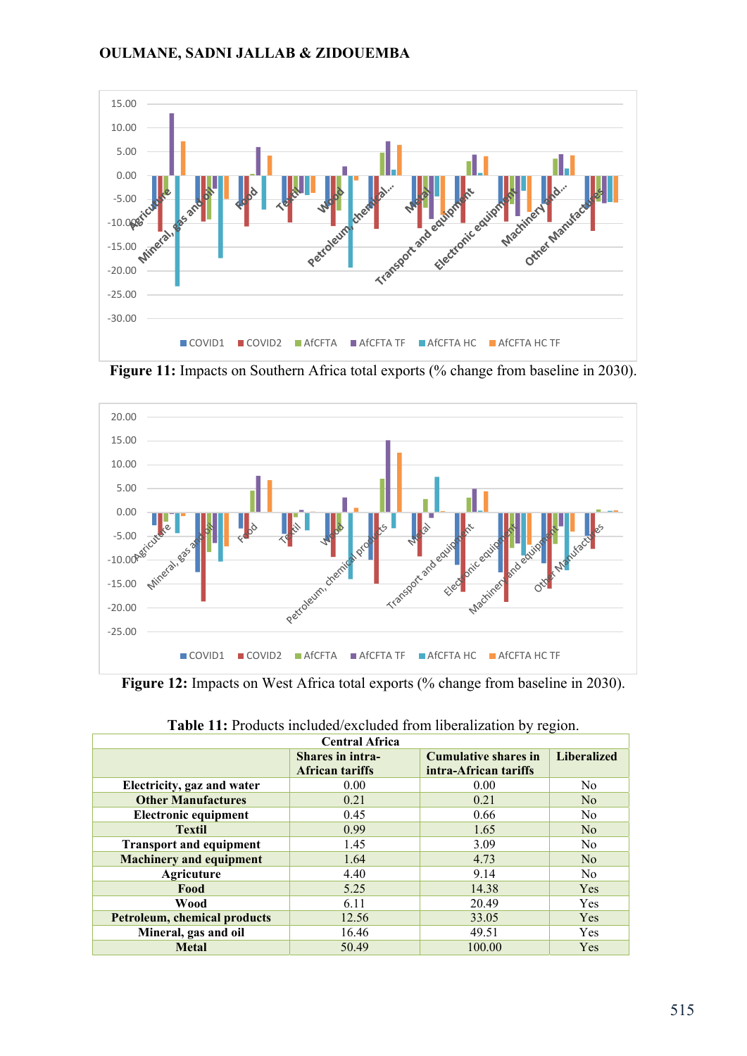15.00
10.00
5.00
0.00
-5.00
-10.00
-15.00
-20.00
-25.00
-30.00

Agriculture
Mineral, gas and oil
Food
Textil
Wood
Petroleum, chemical...
Metal
Transport and equipment
Electronic equipment
Machinery and...
Other Manufactures

COVID1 COVID2 AfCFTA AfCFTA TF AfCFTA HC AfCFTA HC TF

**Figure 11:** Impacts on Southern Africa total exports (% change from baseline in 2030).

20.00
15.00
10.00
5.00
0.00
-5.00
-10.00
-15.00
-20.00
-25.00

Agriculture
Mineral, gas and oil
Food
Textil
Wood
Petroleum, chemical products
Metal
Transport and equipment
Electronic equipment
Machinery and equipment
Other Manufactures

COVID1 COVID2 AfCFTA AfCFTA TF AfCFTA HC AfCFTA HC TF

**Figure 12:** Impacts on West Africa total exports (% change from baseline in 2030).

**Table 11:** Products included/excluded from liberalization by region.

| Central Africa | | | |
|---|---|---|---|
| | **Shares in intra-African tariffs** | **Cumulative shares in intra-African tariffs** | **Liberalized** |
| **Electricity, gaz and water** | 0.00 | 0.00 | No |
| **Other Manufactures** | 0.21 | 0.21 | No |
| **Electronic equipment** | 0.45 | 0.66 | No |
| **Textil** | 0.99 | 1.65 | No |
| **Transport and equipment** | 1.45 | 3.09 | No |
| **Machinery and equipment** | 1.64 | 4.73 | No |
| **Agricture** | 4.40 | 9.14 | No |
| **Food** | 5.25 | 14.38 | Yes |
| **Wood** | 6.11 | 20.49 | Yes |
| **Petroleum, chemical products** | 12.56 | 33.05 | Yes |
| **Mineral, gas and oil** | 16.46 | 49.51 | Yes |
| **Metal** | 50.49 | 100.00 | Yes |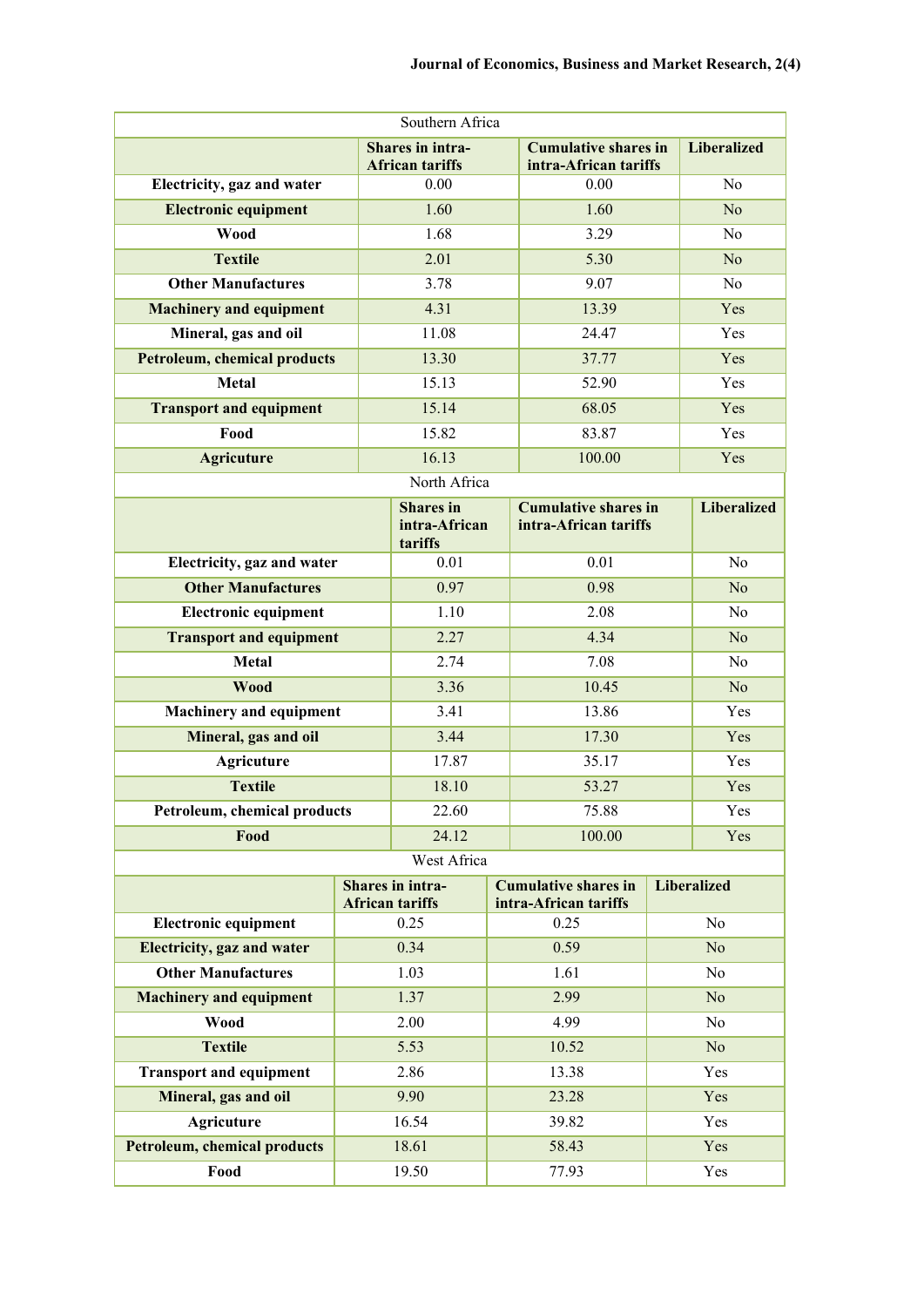| Southern Africa | | | |
|---|---|---|---|
| | **Shares in intra-African tariffs** | **Cumulative shares in intra-African tariffs** | **Liberalized** |
| **Electricity, gaz and water** | 0.00 | 0.00 | No |
| **Electronic equipment** | 1.60 | 1.60 | No |
| **Wood** | 1.68 | 3.29 | No |
| **Textile** | 2.01 | 5.30 | No |
| **Other Manufactures** | 3.78 | 9.07 | No |
| **Machinery and equipment** | 4.31 | 13.39 | Yes |
| **Mineral, gas and oil** | 11.08 | 24.47 | Yes |
| **Petroleum, chemical products** | 13.30 | 37.77 | Yes |
| **Metal** | 15.13 | 52.90 | Yes |
| **Transport and equipment** | 15.14 | 68.05 | Yes |
| **Food** | 15.82 | 83.87 | Yes |
| **Agricuture** | 16.13 | 100.00 | Yes |

| North Africa | | | |
|---|---|---|---|
| | **Shares in intra-African tariffs** | **Cumulative shares in intra-African tariffs** | **Liberalized** |
| **Electricity, gaz and water** | 0.01 | 0.01 | No |
| **Other Manufactures** | 0.97 | 0.98 | No |
| **Electronic equipment** | 1.10 | 2.08 | No |
| **Transport and equipment** | 2.27 | 4.34 | No |
| **Metal** | 2.74 | 7.08 | No |
| **Wood** | 3.36 | 10.45 | No |
| **Machinery and equipment** | 3.41 | 13.86 | Yes |
| **Mineral, gas and oil** | 3.44 | 17.30 | Yes |
| **Agricuture** | 17.87 | 35.17 | Yes |
| **Textile** | 18.10 | 53.27 | Yes |
| **Petroleum, chemical products** | 22.60 | 75.88 | Yes |
| **Food** | 24.12 | 100.00 | Yes |

| West Africa | | | |
|---|---|---|---|
| | **Shares in intra-African tariffs** | **Cumulative shares in intra-African tariffs** | **Liberalized** |
| **Electronic equipment** | 0.25 | 0.25 | No |
| **Electricity, gaz and water** | 0.34 | 0.59 | No |
| **Other Manufactures** | 1.03 | 1.61 | No |
| **Machinery and equipment** | 1.37 | 2.99 | No |
| **Wood** | 2.00 | 4.99 | No |
| **Textile** | 5.53 | 10.52 | No |
| **Transport and equipment** | 2.86 | 13.38 | Yes |
| **Mineral, gas and oil** | 9.90 | 23.28 | Yes |
| **Agricuture** | 16.54 | 39.82 | Yes |
| **Petroleum, chemical products** | 18.61 | 58.43 | Yes |
| **Food** | 19.50 | 77.93 | Yes |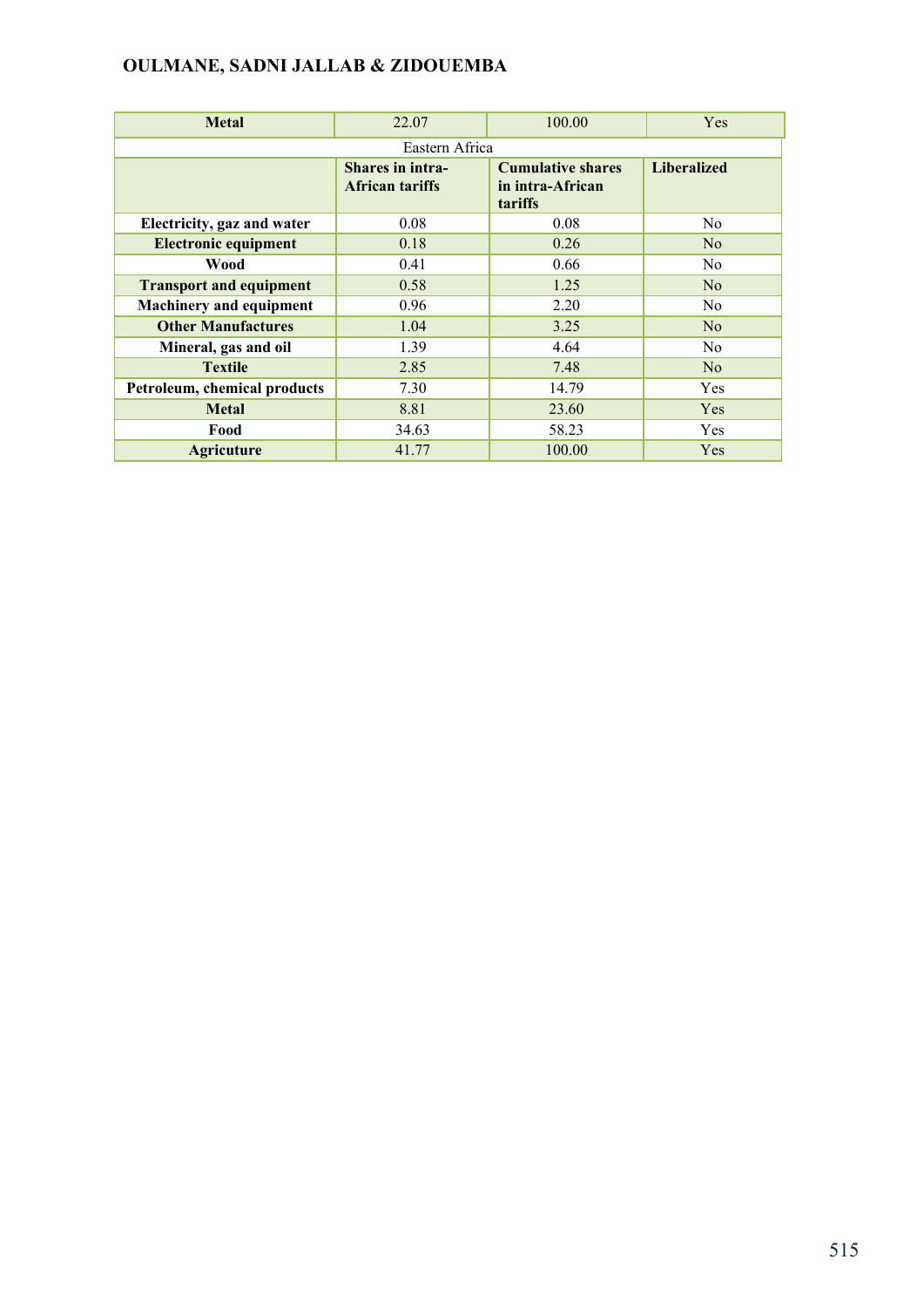| Metal | 22.07 | 100.00 | Yes |
|---|---|---|---|
| Eastern Africa | | | |
| | **Shares in intra-African tariffs** | **Cumulative shares in intra-African tariffs** | **Liberalized** |
| **Electricity, gaz and water** | 0.08 | 0.08 | No |
| **Electronic equipment** | 0.18 | 0.26 | No |
| **Wood** | 0.41 | 0.66 | No |
| **Transport and equipment** | 0.58 | 1.25 | No |
| **Machinery and equipment** | 0.96 | 2.20 | No |
| **Other Manufactures** | 1.04 | 3.25 | No |
| **Mineral, gas and oil** | 1.39 | 4.64 | No |
| **Textile** | 2.85 | 7.48 | No |
| **Petroleum, chemical products** | 7.30 | 14.79 | Yes |
| **Metal** | 8.81 | 23.60 | Yes |
| **Food** | 34.63 | 58.23 | Yes |
| **Agricuture** | 41.77 | 100.00 | Yes |